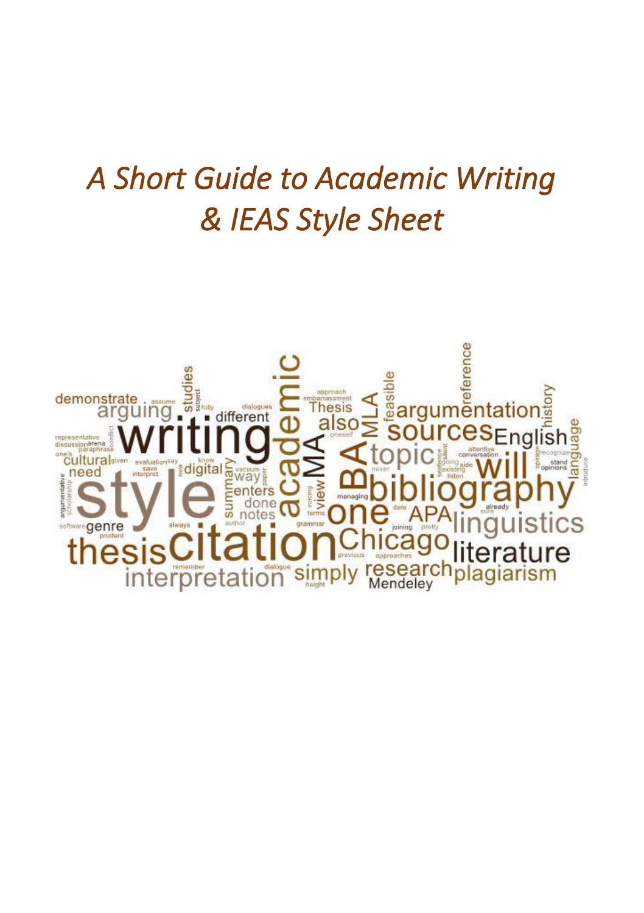# *A Short Guide to Academic Writing & IEAS Style Sheet*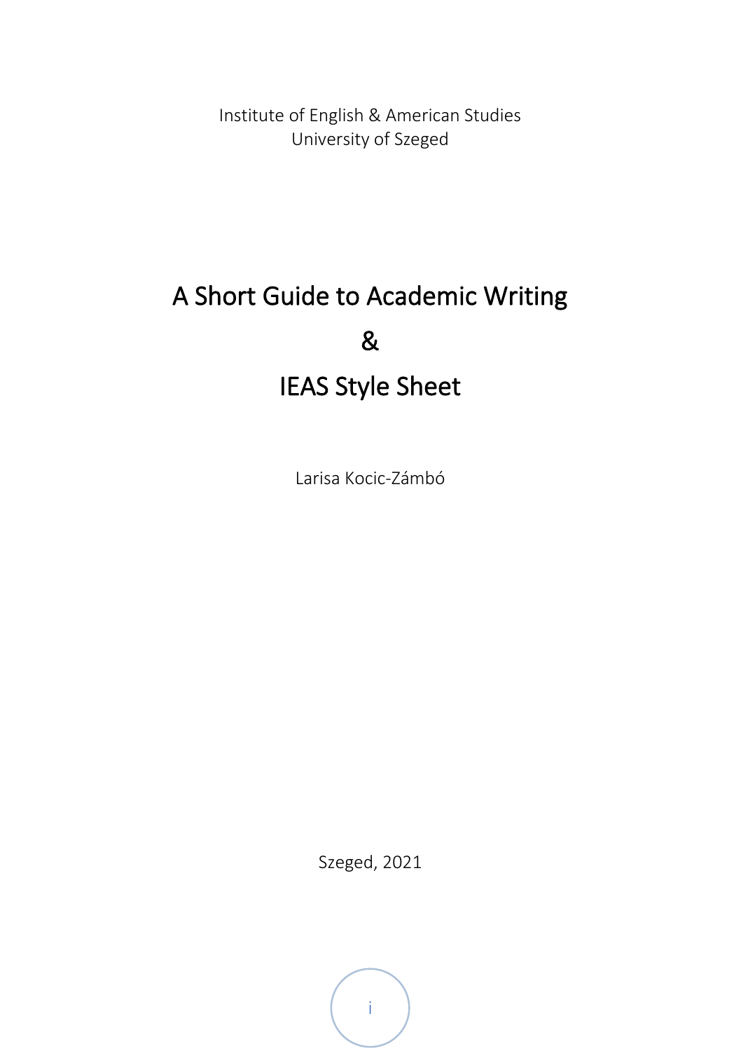Institute of English & American Studies
University of Szeged

# A Short Guide to Academic Writing

# &

# IEAS Style Sheet

Larisa Kocic-Zámbó

Szeged, 2021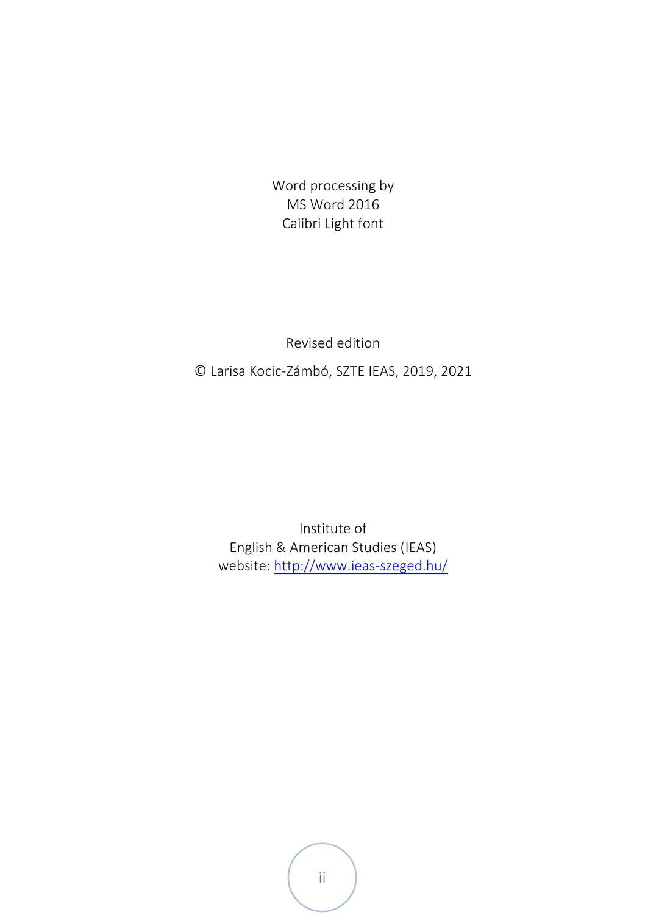Word processing by
MS Word 2016
Calibri Light font

Revised edition

© Larisa Kocic-Zámbó, SZTE IEAS, 2019, 2021

Institute of
English & American Studies (IEAS)
website: [http://www.ieas-szeged.hu/](http://www.ieas-szeged.hu/)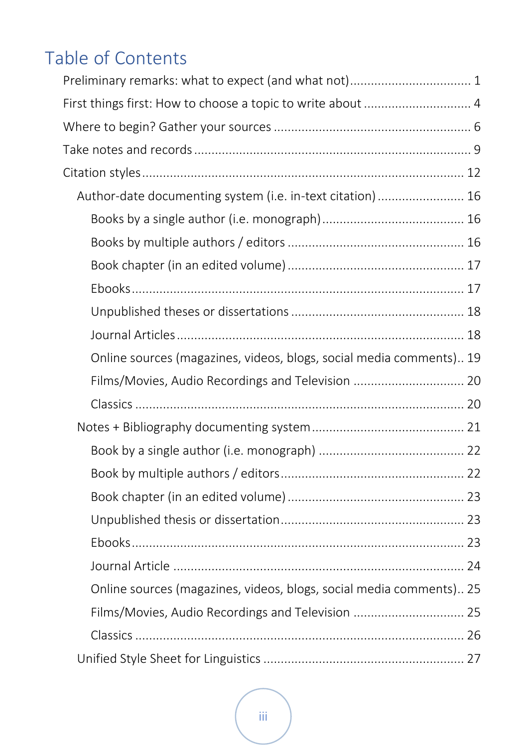# Table of Contents

- Preliminary remarks: what to expect (and what not) ... 1
- First things first: How to choose a topic to write about ... 4
- Where to begin? Gather your sources ... 6
- Take notes and records ... 9
- Citation styles ... 12
  - Author-date documenting system (i.e. in-text citation) ... 16
    - Books by a single author (i.e. monograph) ... 16
    - Books by multiple authors / editors ... 16
    - Book chapter (in an edited volume) ... 17
    - Ebooks ... 17
    - Unpublished theses or dissertations ... 18
    - Journal Articles ... 18
    - Online sources (magazines, videos, blogs, social media comments) ... 19
    - Films/Movies, Audio Recordings and Television ... 20
    - Classics ... 20
  - Notes + Bibliography documenting system ... 21
    - Book by a single author (i.e. monograph) ... 22
    - Book by multiple authors / editors ... 22
    - Book chapter (in an edited volume) ... 23
    - Unpublished thesis or dissertation ... 23
    - Ebooks ... 23
    - Journal Article ... 24
    - Online sources (magazines, videos, blogs, social media comments) ... 25
    - Films/Movies, Audio Recordings and Television ... 25
    - Classics ... 26
  - Unified Style Sheet for Linguistics ... 27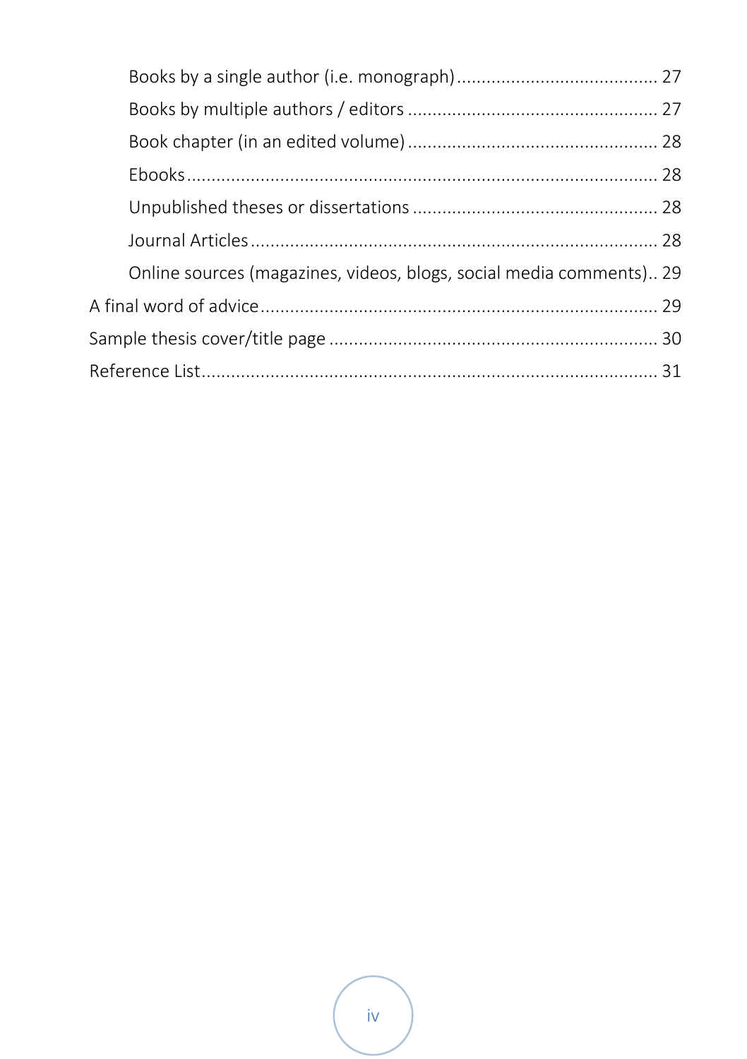- Books by a single author (i.e. monograph) .......... 27
- Books by multiple authors / editors .......... 27
- Book chapter (in an edited volume) .......... 28
- Ebooks .......... 28
- Unpublished theses or dissertations .......... 28
- Journal Articles .......... 28
- Online sources (magazines, videos, blogs, social media comments) .. 29

A final word of advice .......... 29

Sample thesis cover/title page .......... 30

Reference List .......... 31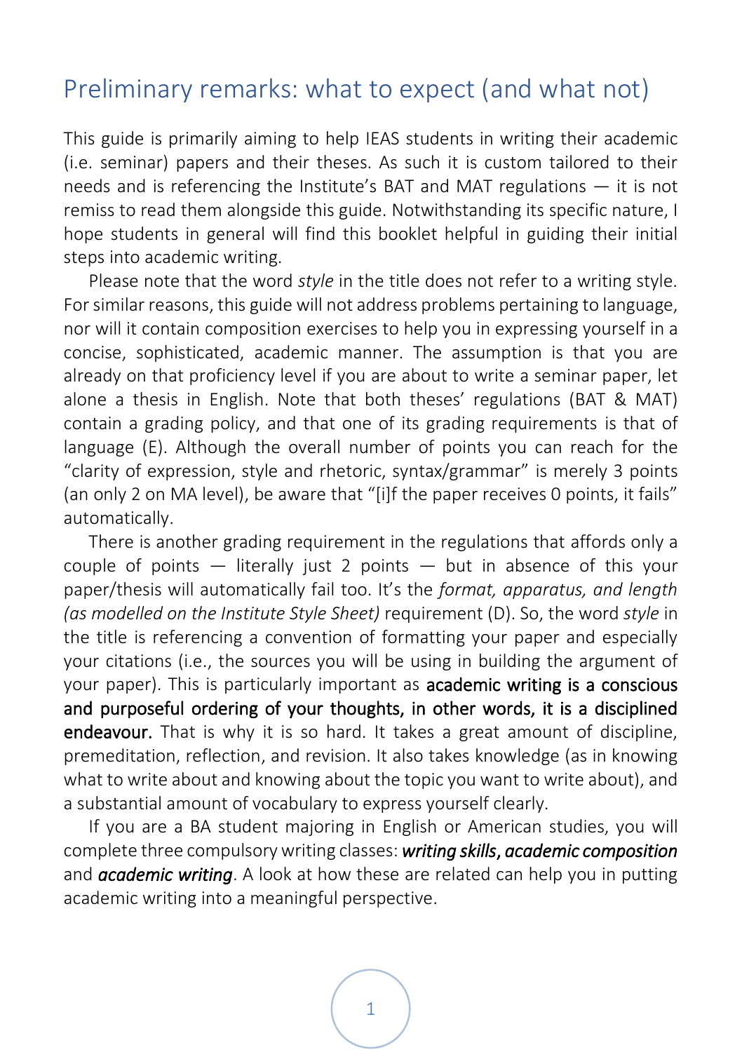# Preliminary remarks: what to expect (and what not)

This guide is primarily aiming to help IEAS students in writing their academic (i.e. seminar) papers and their theses. As such it is custom tailored to their needs and is referencing the Institute's BAT and MAT regulations — it is not remiss to read them alongside this guide. Notwithstanding its specific nature, I hope students in general will find this booklet helpful in guiding their initial steps into academic writing.

Please note that the word *style* in the title does not refer to a writing style. For similar reasons, this guide will not address problems pertaining to language, nor will it contain composition exercises to help you in expressing yourself in a concise, sophisticated, academic manner. The assumption is that you are already on that proficiency level if you are about to write a seminar paper, let alone a thesis in English. Note that both theses' regulations (BAT & MAT) contain a grading policy, and that one of its grading requirements is that of language (E). Although the overall number of points you can reach for the "clarity of expression, style and rhetoric, syntax/grammar" is merely 3 points (an only 2 on MA level), be aware that "[i]f the paper receives 0 points, it fails" automatically.

There is another grading requirement in the regulations that affords only a couple of points — literally just 2 points — but in absence of this your paper/thesis will automatically fail too. It's the *format, apparatus, and length (as modelled on the Institute Style Sheet)* requirement (D). So, the word *style* in the title is referencing a convention of formatting your paper and especially your citations (i.e., the sources you will be using in building the argument of your paper). This is particularly important as **academic writing is a conscious and purposeful ordering of your thoughts, in other words, it is a disciplined endeavour.** That is why it is so hard. It takes a great amount of discipline, premeditation, reflection, and revision. It also takes knowledge (as in knowing what to write about and knowing about the topic you want to write about), and a substantial amount of vocabulary to express yourself clearly.

If you are a BA student majoring in English or American studies, you will complete three compulsory writing classes: ***writing skills***, ***academic composition*** and ***academic writing***. A look at how these are related can help you in putting academic writing into a meaningful perspective.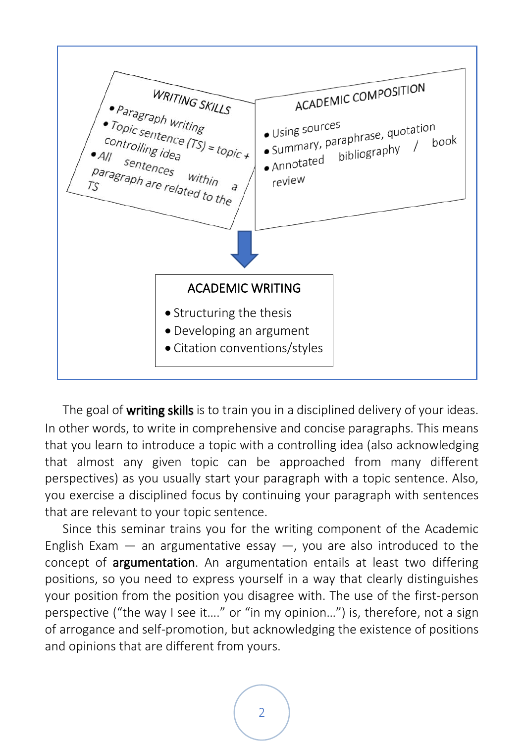**WRITING SKILLS**

- Paragraph writing
- Topic sentence (TS) = topic + controlling idea
- All sentences within a paragraph are related to the TS

**ACADEMIC COMPOSITION**

- Using sources
- Summary, paraphrase, quotation
- Annotated bibliography / book review

**ACADEMIC WRITING**

- Structuring the thesis
- Developing an argument
- Citation conventions/styles

The goal of **writing skills** is to train you in a disciplined delivery of your ideas. In other words, to write in comprehensive and concise paragraphs. This means that you learn to introduce a topic with a controlling idea (also acknowledging that almost any given topic can be approached from many different perspectives) as you usually start your paragraph with a topic sentence. Also, you exercise a disciplined focus by continuing your paragraph with sentences that are relevant to your topic sentence.

Since this seminar trains you for the writing component of the Academic English Exam — an argumentative essay —, you are also introduced to the concept of **argumentation**. An argumentation entails at least two differing positions, so you need to express yourself in a way that clearly distinguishes your position from the position you disagree with. The use of the first-person perspective ("the way I see it…." or "in my opinion…") is, therefore, not a sign of arrogance and self-promotion, but acknowledging the existence of positions and opinions that are different from yours.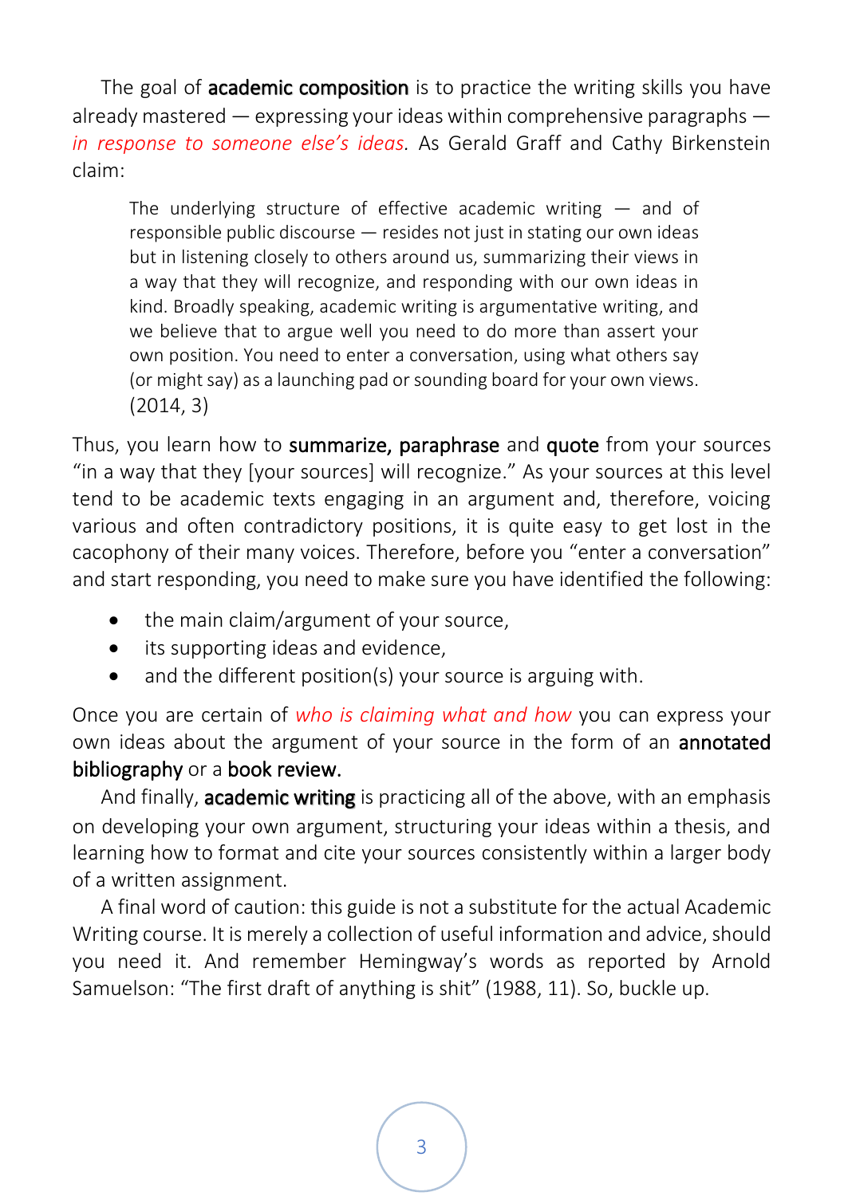The goal of **academic composition** is to practice the writing skills you have already mastered — expressing your ideas within comprehensive paragraphs — *in response to someone else's ideas*. As Gerald Graff and Cathy Birkenstein claim:

> The underlying structure of effective academic writing — and of responsible public discourse — resides not just in stating our own ideas but in listening closely to others around us, summarizing their views in a way that they will recognize, and responding with our own ideas in kind. Broadly speaking, academic writing is argumentative writing, and we believe that to argue well you need to do more than assert your own position. You need to enter a conversation, using what others say (or might say) as a launching pad or sounding board for your own views. (2014, 3)

Thus, you learn how to **summarize, paraphrase** and **quote** from your sources "in a way that they [your sources] will recognize." As your sources at this level tend to be academic texts engaging in an argument and, therefore, voicing various and often contradictory positions, it is quite easy to get lost in the cacophony of their many voices. Therefore, before you "enter a conversation" and start responding, you need to make sure you have identified the following:

- the main claim/argument of your source,
- its supporting ideas and evidence,
- and the different position(s) your source is arguing with.

Once you are certain of *who is claiming what and how* you can express your own ideas about the argument of your source in the form of an **annotated bibliography** or a **book review.**

And finally, **academic writing** is practicing all of the above, with an emphasis on developing your own argument, structuring your ideas within a thesis, and learning how to format and cite your sources consistently within a larger body of a written assignment.

A final word of caution: this guide is not a substitute for the actual Academic Writing course. It is merely a collection of useful information and advice, should you need it. And remember Hemingway's words as reported by Arnold Samuelson: "The first draft of anything is shit" (1988, 11). So, buckle up.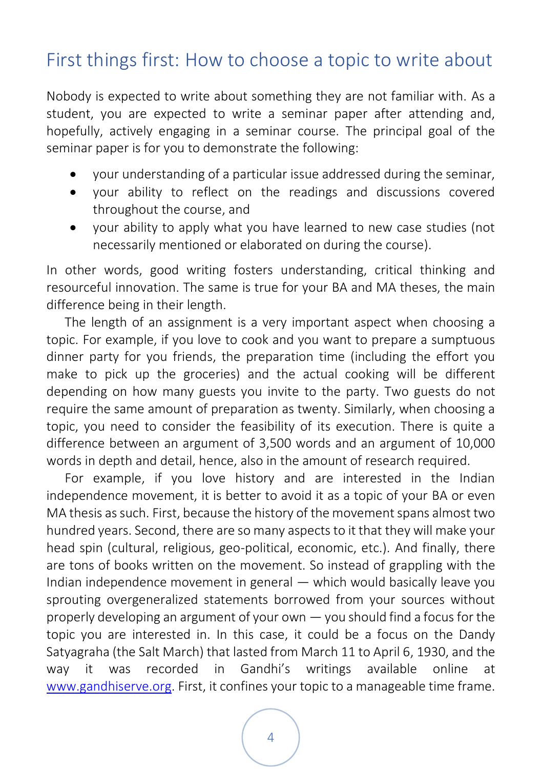## First things first: How to choose a topic to write about

Nobody is expected to write about something they are not familiar with. As a student, you are expected to write a seminar paper after attending and, hopefully, actively engaging in a seminar course. The principal goal of the seminar paper is for you to demonstrate the following:

- your understanding of a particular issue addressed during the seminar,
- your ability to reflect on the readings and discussions covered throughout the course, and
- your ability to apply what you have learned to new case studies (not necessarily mentioned or elaborated on during the course).

In other words, good writing fosters understanding, critical thinking and resourceful innovation. The same is true for your BA and MA theses, the main difference being in their length.

The length of an assignment is a very important aspect when choosing a topic. For example, if you love to cook and you want to prepare a sumptuous dinner party for you friends, the preparation time (including the effort you make to pick up the groceries) and the actual cooking will be different depending on how many guests you invite to the party. Two guests do not require the same amount of preparation as twenty. Similarly, when choosing a topic, you need to consider the feasibility of its execution. There is quite a difference between an argument of 3,500 words and an argument of 10,000 words in depth and detail, hence, also in the amount of research required.

For example, if you love history and are interested in the Indian independence movement, it is better to avoid it as a topic of your BA or even MA thesis as such. First, because the history of the movement spans almost two hundred years. Second, there are so many aspects to it that they will make your head spin (cultural, religious, geo-political, economic, etc.). And finally, there are tons of books written on the movement. So instead of grappling with the Indian independence movement in general — which would basically leave you sprouting overgeneralized statements borrowed from your sources without properly developing an argument of your own — you should find a focus for the topic you are interested in. In this case, it could be a focus on the Dandy Satyagraha (the Salt March) that lasted from March 11 to April 6, 1930, and the way it was recorded in Gandhi's writings available online at [www.gandhiserve.org](http://www.gandhiserve.org). First, it confines your topic to a manageable time frame.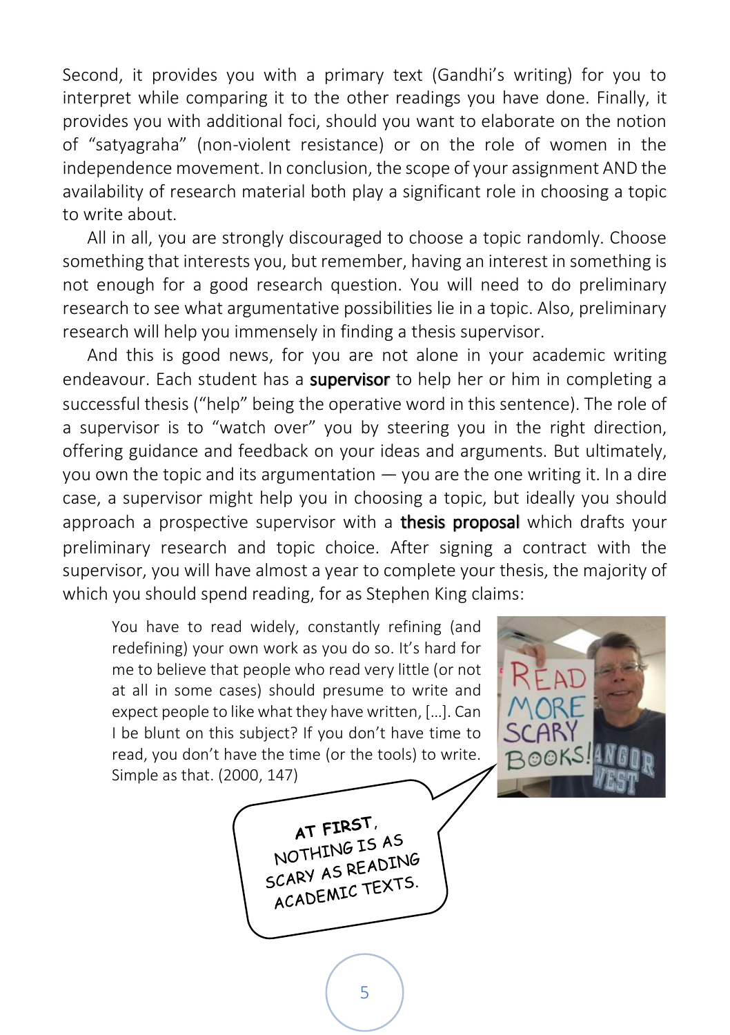Second, it provides you with a primary text (Gandhi's writing) for you to interpret while comparing it to the other readings you have done. Finally, it provides you with additional foci, should you want to elaborate on the notion of "satyagraha" (non-violent resistance) or on the role of women in the independence movement. In conclusion, the scope of your assignment AND the availability of research material both play a significant role in choosing a topic to write about.

All in all, you are strongly discouraged to choose a topic randomly. Choose something that interests you, but remember, having an interest in something is not enough for a good research question. You will need to do preliminary research to see what argumentative possibilities lie in a topic. Also, preliminary research will help you immensely in finding a thesis supervisor.

And this is good news, for you are not alone in your academic writing endeavour. Each student has a **supervisor** to help her or him in completing a successful thesis ("help" being the operative word in this sentence). The role of a supervisor is to "watch over" you by steering you in the right direction, offering guidance and feedback on your ideas and arguments. But ultimately, you own the topic and its argumentation — you are the one writing it. In a dire case, a supervisor might help you in choosing a topic, but ideally you should approach a prospective supervisor with a **thesis proposal** which drafts your preliminary research and topic choice. After signing a contract with the supervisor, you will have almost a year to complete your thesis, the majority of which you should spend reading, for as Stephen King claims:

> You have to read widely, constantly refining (and redefining) your own work as you do so. It's hard for me to believe that people who read very little (or not at all in some cases) should presume to write and expect people to like what they have written, [...]. Can I be blunt on this subject? If you don't have time to read, you don't have the time (or the tools) to write. Simple as that. (2000, 147)

AT FIRST, NOTHING IS AS SCARY AS READING ACADEMIC TEXTS.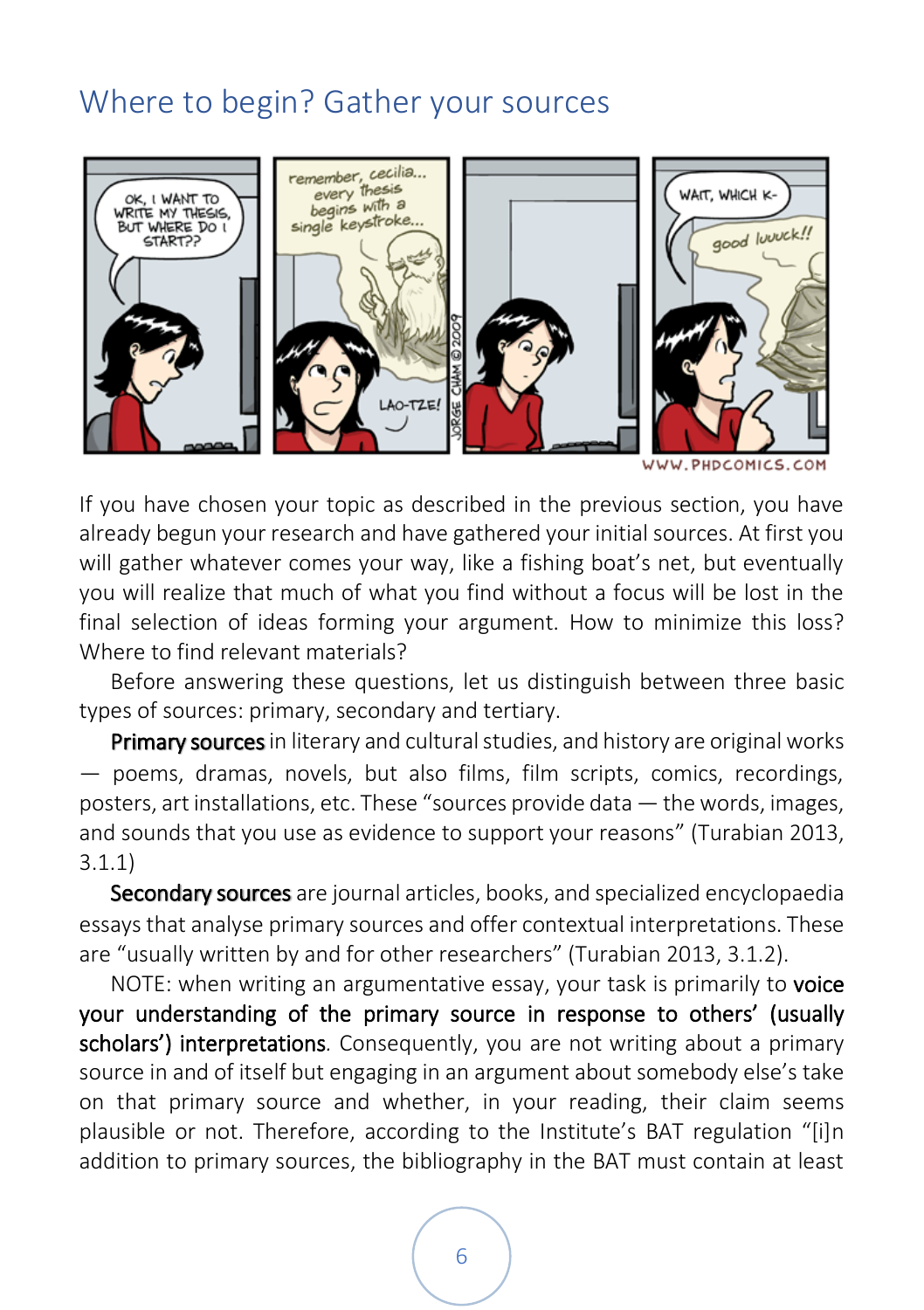## Where to begin? Gather your sources

If you have chosen your topic as described in the previous section, you have already begun your research and have gathered your initial sources. At first you will gather whatever comes your way, like a fishing boat's net, but eventually you will realize that much of what you find without a focus will be lost in the final selection of ideas forming your argument. How to minimize this loss? Where to find relevant materials?

Before answering these questions, let us distinguish between three basic types of sources: primary, secondary and tertiary.

**Primary sources** in literary and cultural studies, and history are original works — poems, dramas, novels, but also films, film scripts, comics, recordings, posters, art installations, etc. These "sources provide data — the words, images, and sounds that you use as evidence to support your reasons" (Turabian 2013, 3.1.1)

**Secondary sources** are journal articles, books, and specialized encyclopaedia essays that analyse primary sources and offer contextual interpretations. These are "usually written by and for other researchers" (Turabian 2013, 3.1.2).

NOTE: when writing an argumentative essay, your task is primarily to **voice your understanding of the primary source in response to others' (usually scholars') interpretations**. Consequently, you are not writing about a primary source in and of itself but engaging in an argument about somebody else's take on that primary source and whether, in your reading, their claim seems plausible or not. Therefore, according to the Institute's BAT regulation "[i]n addition to primary sources, the bibliography in the BAT must contain at least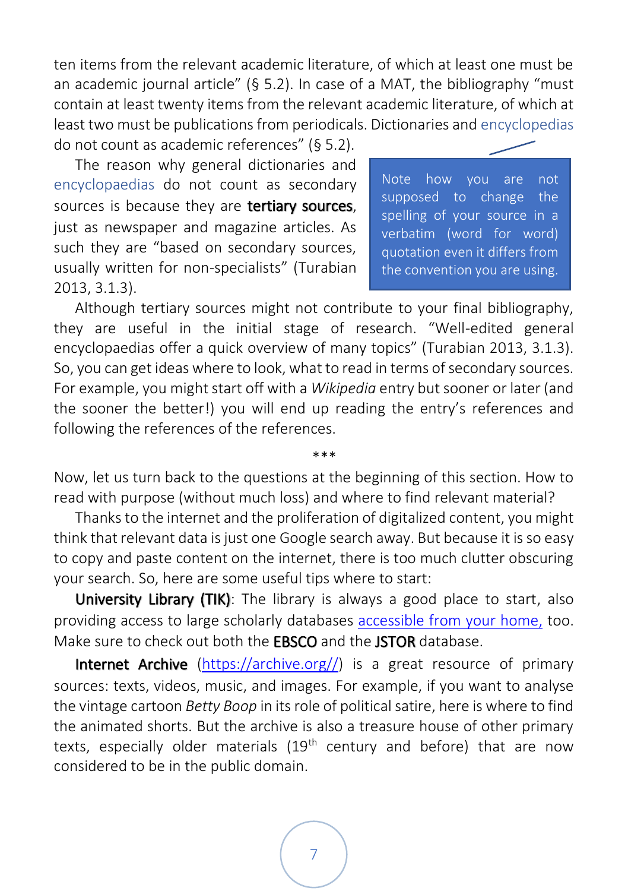ten items from the relevant academic literature, of which at least one must be an academic journal article" (§ 5.2). In case of a MAT, the bibliography "must contain at least twenty items from the relevant academic literature, of which at least two must be publications from periodicals. Dictionaries and encyclopedias do not count as academic references" (§ 5.2).

The reason why general dictionaries and encyclopaedias do not count as secondary sources is because they are **tertiary sources**, just as newspaper and magazine articles. As such they are "based on secondary sources, usually written for non-specialists" (Turabian 2013, 3.1.3).

> Note how you are not supposed to change the spelling of your source in a verbatim (word for word) quotation even it differs from the convention you are using.

Although tertiary sources might not contribute to your final bibliography, they are useful in the initial stage of research. "Well-edited general encyclopaedias offer a quick overview of many topics" (Turabian 2013, 3.1.3). So, you can get ideas where to look, what to read in terms of secondary sources. For example, you might start off with a *Wikipedia* entry but sooner or later (and the sooner the better!) you will end up reading the entry's references and following the references of the references.

\*\*\*

Now, let us turn back to the questions at the beginning of this section. How to read with purpose (without much loss) and where to find relevant material?

Thanks to the internet and the proliferation of digitalized content, you might think that relevant data is just one Google search away. But because it is so easy to copy and paste content on the internet, there is too much clutter obscuring your search. So, here are some useful tips where to start:

**University Library (TIK)**: The library is always a good place to start, also providing access to large scholarly databases accessible from your home, too. Make sure to check out both the **EBSCO** and the **JSTOR** database.

**Internet Archive** (https://archive.org//) is a great resource of primary sources: texts, videos, music, and images. For example, if you want to analyse the vintage cartoon *Betty Boop* in its role of political satire, here is where to find the animated shorts. But the archive is also a treasure house of other primary texts, especially older materials (19th century and before) that are now considered to be in the public domain.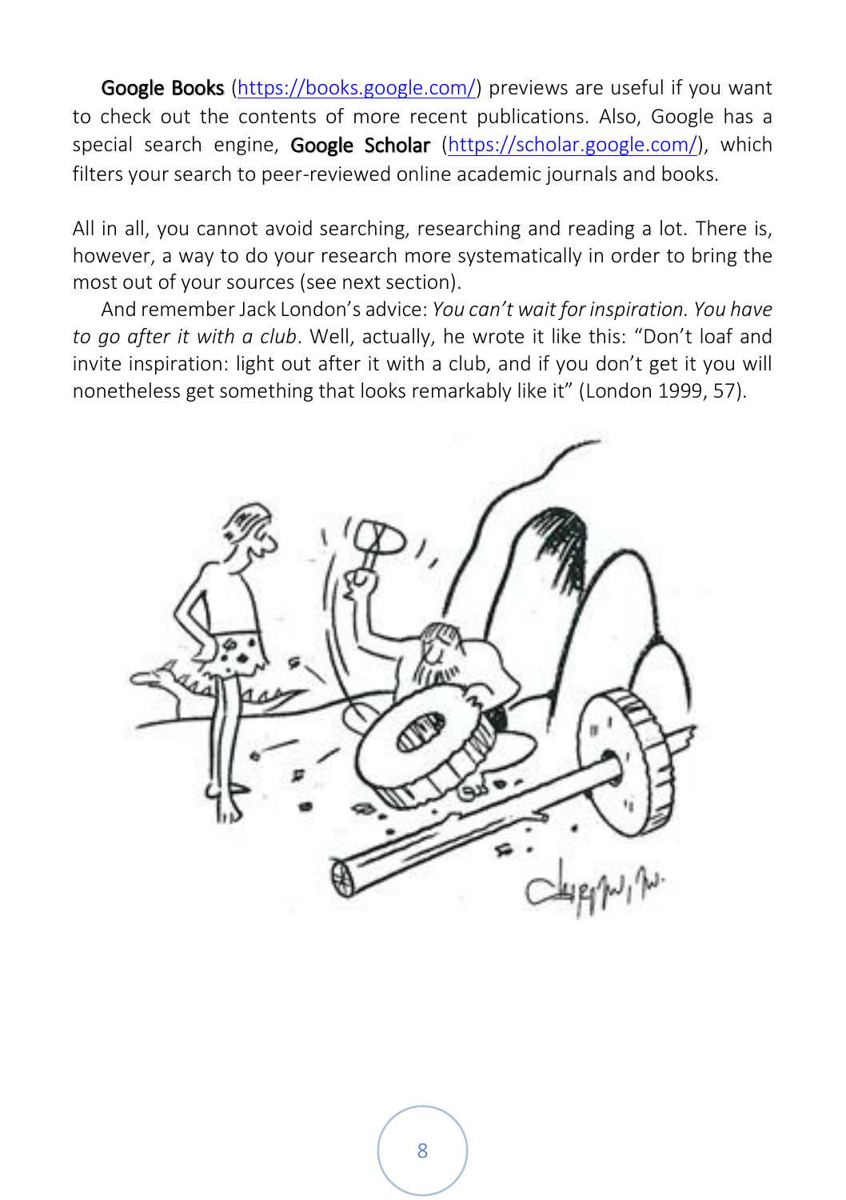**Google Books** (https://books.google.com/) previews are useful if you want to check out the contents of more recent publications. Also, Google has a special search engine, **Google Scholar** (https://scholar.google.com/), which filters your search to peer-reviewed online academic journals and books.

All in all, you cannot avoid searching, researching and reading a lot. There is, however, a way to do your research more systematically in order to bring the most out of your sources (see next section).

And remember Jack London's advice: *You can't wait for inspiration. You have to go after it with a club*. Well, actually, he wrote it like this: "Don't loaf and invite inspiration: light out after it with a club, and if you don't get it you will nonetheless get something that looks remarkably like it" (London 1999, 57).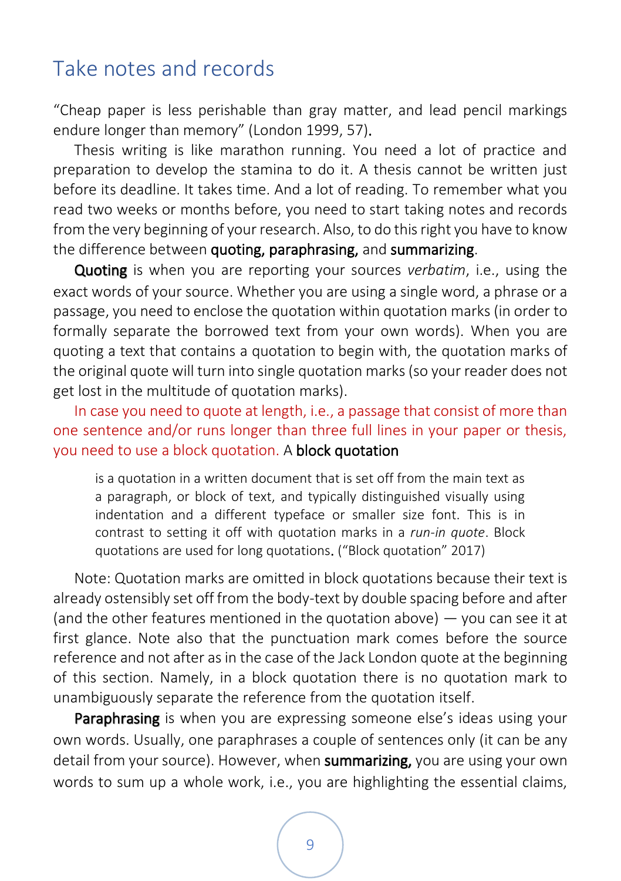## Take notes and records

“Cheap paper is less perishable than gray matter, and lead pencil markings endure longer than memory” (London 1999, 57).

Thesis writing is like marathon running. You need a lot of practice and preparation to develop the stamina to do it. A thesis cannot be written just before its deadline. It takes time. And a lot of reading. To remember what you read two weeks or months before, you need to start taking notes and records from the very beginning of your research. Also, to do this right you have to know the difference between **quoting, paraphrasing,** and **summarizing**.

**Quoting** is when you are reporting your sources *verbatim*, i.e., using the exact words of your source. Whether you are using a single word, a phrase or a passage, you need to enclose the quotation within quotation marks (in order to formally separate the borrowed text from your own words). When you are quoting a text that contains a quotation to begin with, the quotation marks of the original quote will turn into single quotation marks (so your reader does not get lost in the multitude of quotation marks).

In case you need to quote at length, i.e., a passage that consist of more than one sentence and/or runs longer than three full lines in your paper or thesis, you need to use a block quotation. A **block quotation**

> is a quotation in a written document that is set off from the main text as a paragraph, or block of text, and typically distinguished visually using indentation and a different typeface or smaller size font. This is in contrast to setting it off with quotation marks in a *run-in quote*. Block quotations are used for long quotations. (“Block quotation” 2017)

Note: Quotation marks are omitted in block quotations because their text is already ostensibly set off from the body-text by double spacing before and after (and the other features mentioned in the quotation above) — you can see it at first glance. Note also that the punctuation mark comes before the source reference and not after as in the case of the Jack London quote at the beginning of this section. Namely, in a block quotation there is no quotation mark to unambiguously separate the reference from the quotation itself.

**Paraphrasing** is when you are expressing someone else’s ideas using your own words. Usually, one paraphrases a couple of sentences only (it can be any detail from your source). However, when **summarizing,** you are using your own words to sum up a whole work, i.e., you are highlighting the essential claims,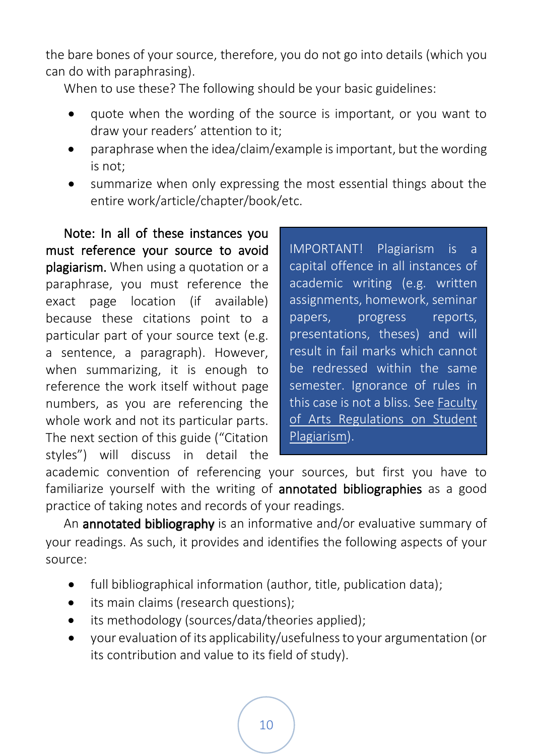the bare bones of your source, therefore, you do not go into details (which you can do with paraphrasing).

When to use these? The following should be your basic guidelines:

- quote when the wording of the source is important, or you want to draw your readers' attention to it;
- paraphrase when the idea/claim/example is important, but the wording is not;
- summarize when only expressing the most essential things about the entire work/article/chapter/book/etc.

**Note: In all of these instances you must reference your source to avoid plagiarism.** When using a quotation or a paraphrase, you must reference the exact page location (if available) because these citations point to a particular part of your source text (e.g. a sentence, a paragraph). However, when summarizing, it is enough to reference the work itself without page numbers, as you are referencing the whole work and not its particular parts. The next section of this guide ("Citation styles") will discuss in detail the academic convention of referencing your sources, but first you have to familiarize yourself with the writing of **annotated bibliographies** as a good practice of taking notes and records of your readings.

> IMPORTANT! Plagiarism is a capital offence in all instances of academic writing (e.g. written assignments, homework, seminar papers, progress reports, presentations, theses) and will result in fail marks which cannot be redressed within the same semester. Ignorance of rules in this case is not a bliss. See Faculty of Arts Regulations on Student Plagiarism).

An **annotated bibliography** is an informative and/or evaluative summary of your readings. As such, it provides and identifies the following aspects of your source:

- full bibliographical information (author, title, publication data);
- its main claims (research questions);
- its methodology (sources/data/theories applied);
- your evaluation of its applicability/usefulness to your argumentation (or its contribution and value to its field of study).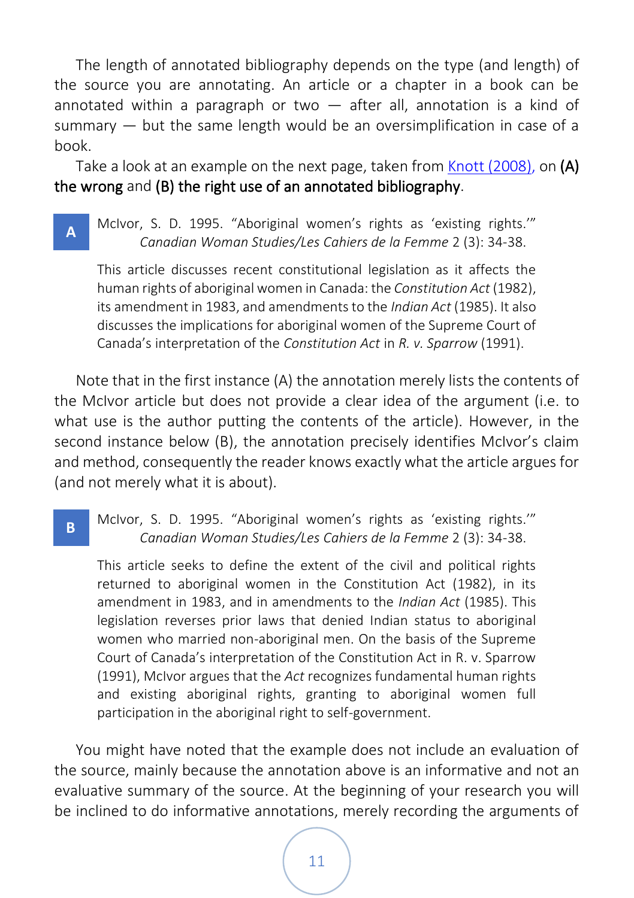The length of annotated bibliography depends on the type (and length) of the source you are annotating. An article or a chapter in a book can be annotated within a paragraph or two — after all, annotation is a kind of summary — but the same length would be an oversimplification in case of a book.

Take a look at an example on the next page, taken from [Knott (2008),](#) on **(A) the wrong** and **(B) the right use of an annotated bibliography**.

**A**

McIvor, S. D. 1995. "Aboriginal women's rights as 'existing rights.'" *Canadian Woman Studies/Les Cahiers de la Femme* 2 (3): 34-38.

This article discusses recent constitutional legislation as it affects the human rights of aboriginal women in Canada: the *Constitution Act* (1982), its amendment in 1983, and amendments to the *Indian Act* (1985). It also discusses the implications for aboriginal women of the Supreme Court of Canada's interpretation of the *Constitution Act* in *R. v. Sparrow* (1991).

Note that in the first instance (A) the annotation merely lists the contents of the McIvor article but does not provide a clear idea of the argument (i.e. to what use is the author putting the contents of the article). However, in the second instance below (B), the annotation precisely identifies McIvor's claim and method, consequently the reader knows exactly what the article argues for (and not merely what it is about).

**B**

McIvor, S. D. 1995. "Aboriginal women's rights as 'existing rights.'" *Canadian Woman Studies/Les Cahiers de la Femme* 2 (3): 34-38.

This article seeks to define the extent of the civil and political rights returned to aboriginal women in the Constitution Act (1982), in its amendment in 1983, and in amendments to the *Indian Act* (1985). This legislation reverses prior laws that denied Indian status to aboriginal women who married non-aboriginal men. On the basis of the Supreme Court of Canada's interpretation of the Constitution Act in R. v. Sparrow (1991), McIvor argues that the *Act* recognizes fundamental human rights and existing aboriginal rights, granting to aboriginal women full participation in the aboriginal right to self-government.

You might have noted that the example does not include an evaluation of the source, mainly because the annotation above is an informative and not an evaluative summary of the source. At the beginning of your research you will be inclined to do informative annotations, merely recording the arguments of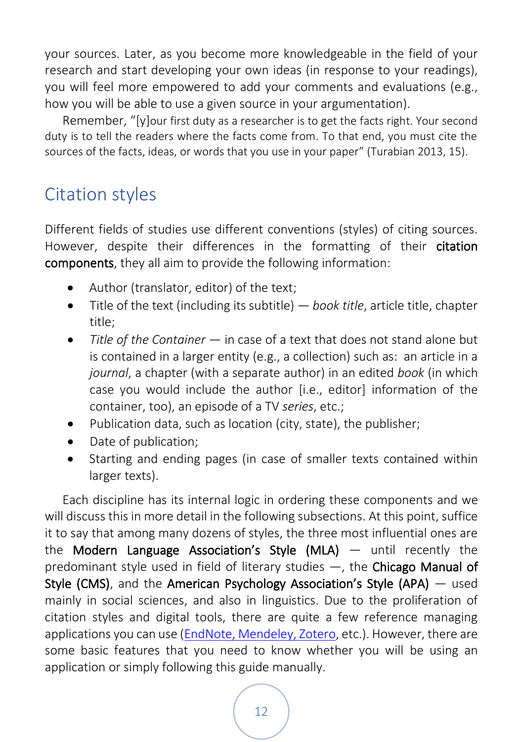your sources. Later, as you become more knowledgeable in the field of your research and start developing your own ideas (in response to your readings), you will feel more empowered to add your comments and evaluations (e.g., how you will be able to use a given source in your argumentation).

Remember, "[y]our first duty as a researcher is to get the facts right. Your second duty is to tell the readers where the facts come from. To that end, you must cite the sources of the facts, ideas, or words that you use in your paper" (Turabian 2013, 15).

## Citation styles

Different fields of studies use different conventions (styles) of citing sources. However, despite their differences in the formatting of their **citation components**, they all aim to provide the following information:

- Author (translator, editor) of the text;
- Title of the text (including its subtitle) — *book title*, article title, chapter title;
- *Title of the Container* — in case of a text that does not stand alone but is contained in a larger entity (e.g., a collection) such as: an article in a *journal*, a chapter (with a separate author) in an edited *book* (in which case you would include the author [i.e., editor] information of the container, too), an episode of a TV *series*, etc.;
- Publication data, such as location (city, state), the publisher;
- Date of publication;
- Starting and ending pages (in case of smaller texts contained within larger texts).

Each discipline has its internal logic in ordering these components and we will discuss this in more detail in the following subsections. At this point, suffice it to say that among many dozens of styles, the three most influential ones are the **Modern Language Association's Style (MLA)** — until recently the predominant style used in field of literary studies —, the **Chicago Manual of Style (CMS)**, and the **American Psychology Association's Style (APA)** — used mainly in social sciences, and also in linguistics. Due to the proliferation of citation styles and digital tools, there are quite a few reference managing applications you can use (EndNote, Mendeley, Zotero, etc.). However, there are some basic features that you need to know whether you will be using an application or simply following this guide manually.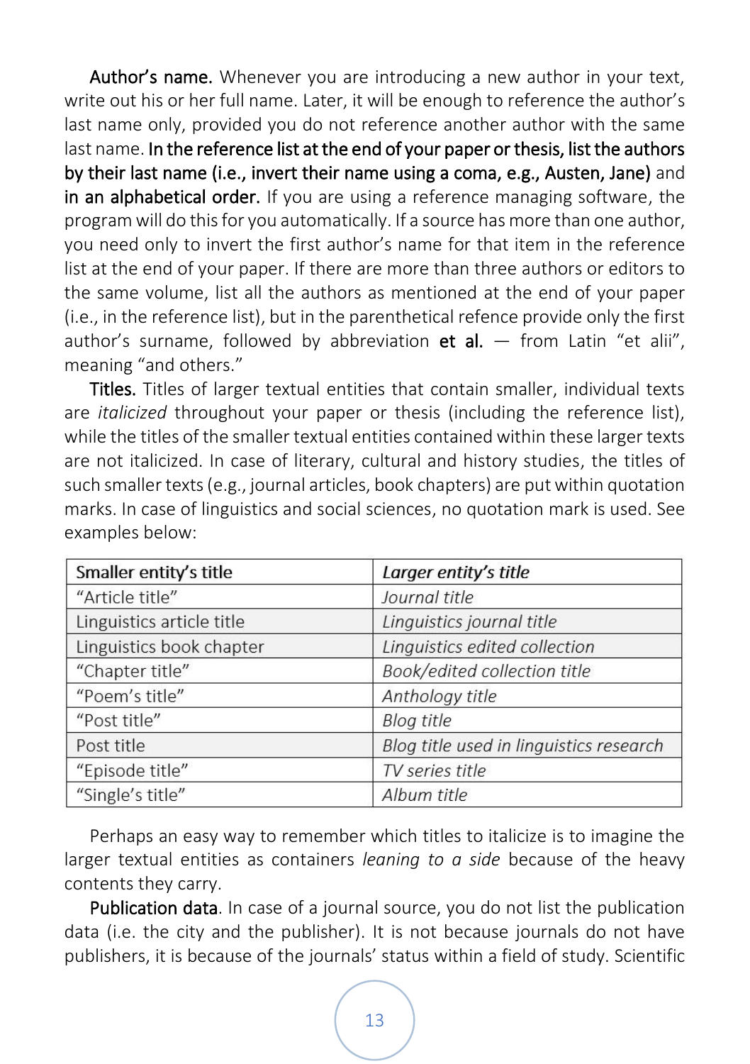**Author's name.** Whenever you are introducing a new author in your text, write out his or her full name. Later, it will be enough to reference the author's last name only, provided you do not reference another author with the same last name. **In the reference list at the end of your paper or thesis, list the authors by their last name (i.e., invert their name using a coma, e.g., Austen, Jane)** and **in an alphabetical order.** If you are using a reference managing software, the program will do this for you automatically. If a source has more than one author, you need only to invert the first author's name for that item in the reference list at the end of your paper. If there are more than three authors or editors to the same volume, list all the authors as mentioned at the end of your paper (i.e., in the reference list), but in the parenthetical refence provide only the first author's surname, followed by abbreviation **et al.** — from Latin "et alii", meaning "and others."

**Titles.** Titles of larger textual entities that contain smaller, individual texts are *italicized* throughout your paper or thesis (including the reference list), while the titles of the smaller textual entities contained within these larger texts are not italicized. In case of literary, cultural and history studies, the titles of such smaller texts (e.g., journal articles, book chapters) are put within quotation marks. In case of linguistics and social sciences, no quotation mark is used. See examples below:

| Smaller entity's title | *Larger entity's title* |
|---|---|
| "Article title" | *Journal title* |
| Linguistics article title | *Linguistics journal title* |
| Linguistics book chapter | *Linguistics edited collection* |
| "Chapter title" | *Book/edited collection title* |
| "Poem's title" | *Anthology title* |
| "Post title" | *Blog title* |
| Post title | *Blog title used in linguistics research* |
| "Episode title" | *TV series title* |
| "Single's title" | *Album title* |

Perhaps an easy way to remember which titles to italicize is to imagine the larger textual entities as containers *leaning to a side* because of the heavy contents they carry.

**Publication data**. In case of a journal source, you do not list the publication data (i.e. the city and the publisher). It is not because journals do not have publishers, it is because of the journals' status within a field of study. Scientific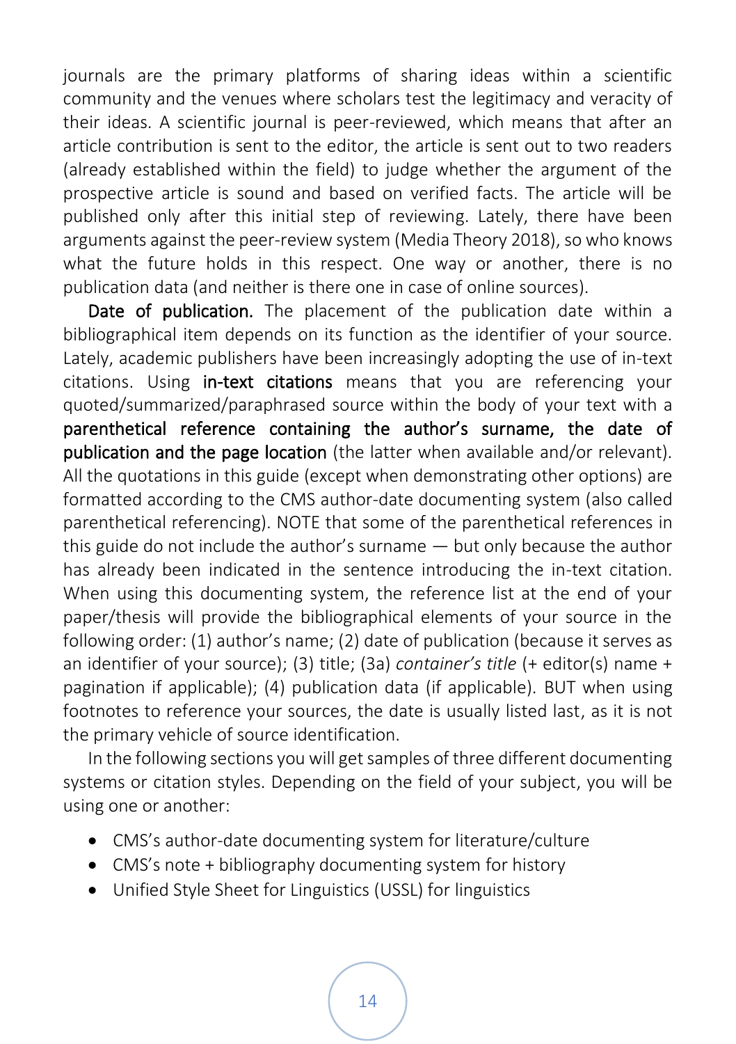journals are the primary platforms of sharing ideas within a scientific community and the venues where scholars test the legitimacy and veracity of their ideas. A scientific journal is peer-reviewed, which means that after an article contribution is sent to the editor, the article is sent out to two readers (already established within the field) to judge whether the argument of the prospective article is sound and based on verified facts. The article will be published only after this initial step of reviewing. Lately, there have been arguments against the peer-review system (Media Theory 2018), so who knows what the future holds in this respect. One way or another, there is no publication data (and neither is there one in case of online sources).

**Date of publication.** The placement of the publication date within a bibliographical item depends on its function as the identifier of your source. Lately, academic publishers have been increasingly adopting the use of in-text citations. Using **in-text citations** means that you are referencing your quoted/summarized/paraphrased source within the body of your text with a **parenthetical reference containing the author's surname, the date of publication and the page location** (the latter when available and/or relevant). All the quotations in this guide (except when demonstrating other options) are formatted according to the CMS author-date documenting system (also called parenthetical referencing). NOTE that some of the parenthetical references in this guide do not include the author's surname — but only because the author has already been indicated in the sentence introducing the in-text citation. When using this documenting system, the reference list at the end of your paper/thesis will provide the bibliographical elements of your source in the following order: (1) author's name; (2) date of publication (because it serves as an identifier of your source); (3) title; (3a) *container's title* (+ editor(s) name + pagination if applicable); (4) publication data (if applicable). BUT when using footnotes to reference your sources, the date is usually listed last, as it is not the primary vehicle of source identification.

In the following sections you will get samples of three different documenting systems or citation styles. Depending on the field of your subject, you will be using one or another:

- CMS's author-date documenting system for literature/culture
- CMS's note + bibliography documenting system for history
- Unified Style Sheet for Linguistics (USSL) for linguistics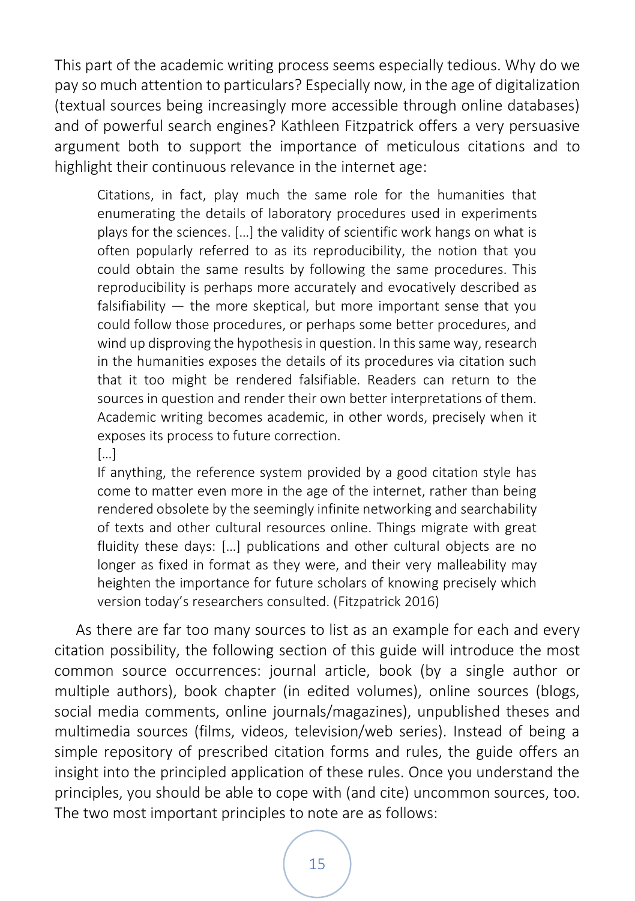This part of the academic writing process seems especially tedious. Why do we pay so much attention to particulars? Especially now, in the age of digitalization (textual sources being increasingly more accessible through online databases) and of powerful search engines? Kathleen Fitzpatrick offers a very persuasive argument both to support the importance of meticulous citations and to highlight their continuous relevance in the internet age:

> Citations, in fact, play much the same role for the humanities that enumerating the details of laboratory procedures used in experiments plays for the sciences. […] the validity of scientific work hangs on what is often popularly referred to as its reproducibility, the notion that you could obtain the same results by following the same procedures. This reproducibility is perhaps more accurately and evocatively described as falsifiability — the more skeptical, but more important sense that you could follow those procedures, or perhaps some better procedures, and wind up disproving the hypothesis in question. In this same way, research in the humanities exposes the details of its procedures via citation such that it too might be rendered falsifiable. Readers can return to the sources in question and render their own better interpretations of them. Academic writing becomes academic, in other words, precisely when it exposes its process to future correction.
>
> […]
>
> If anything, the reference system provided by a good citation style has come to matter even more in the age of the internet, rather than being rendered obsolete by the seemingly infinite networking and searchability of texts and other cultural resources online. Things migrate with great fluidity these days: […] publications and other cultural objects are no longer as fixed in format as they were, and their very malleability may heighten the importance for future scholars of knowing precisely which version today's researchers consulted. (Fitzpatrick 2016)

As there are far too many sources to list as an example for each and every citation possibility, the following section of this guide will introduce the most common source occurrences: journal article, book (by a single author or multiple authors), book chapter (in edited volumes), online sources (blogs, social media comments, online journals/magazines), unpublished theses and multimedia sources (films, videos, television/web series). Instead of being a simple repository of prescribed citation forms and rules, the guide offers an insight into the principled application of these rules. Once you understand the principles, you should be able to cope with (and cite) uncommon sources, too. The two most important principles to note are as follows: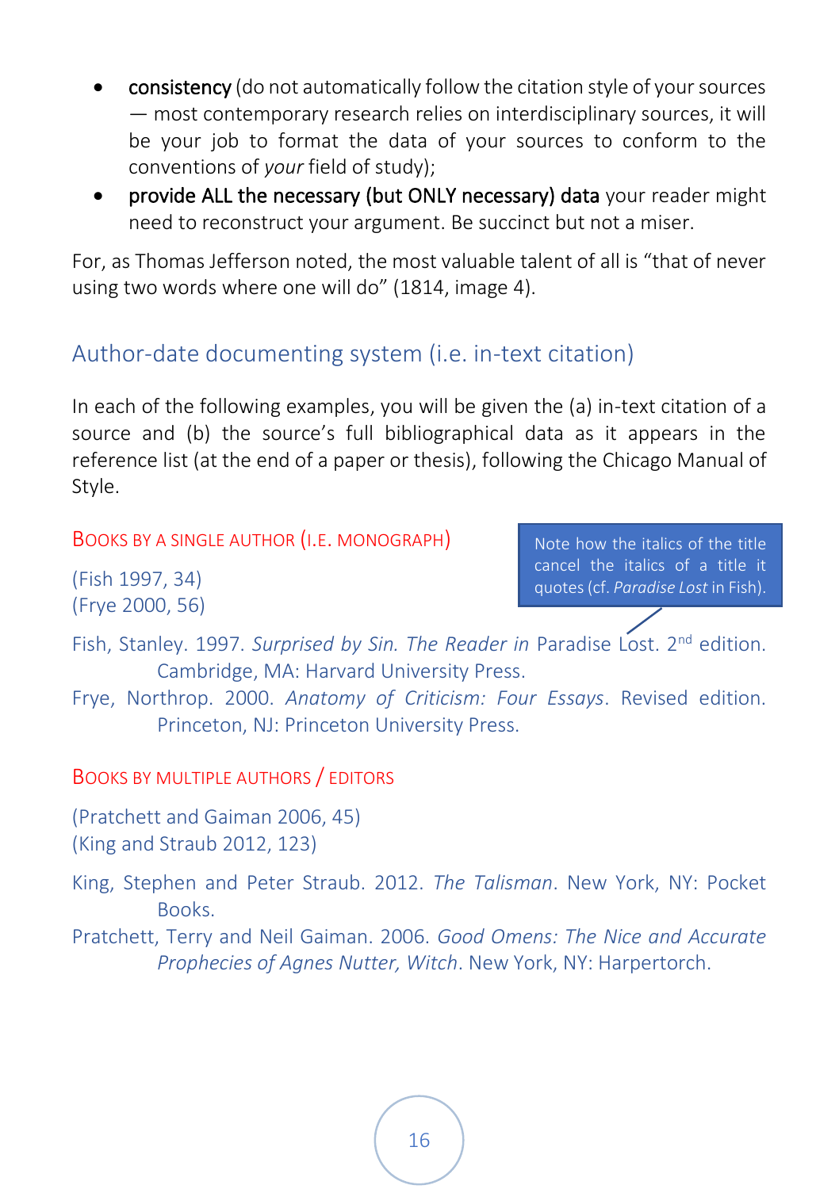- **consistency** (do not automatically follow the citation style of your sources — most contemporary research relies on interdisciplinary sources, it will be your job to format the data of your sources to conform to the conventions of *your* field of study);
- **provide ALL the necessary (but ONLY necessary) data** your reader might need to reconstruct your argument. Be succinct but not a miser.

For, as Thomas Jefferson noted, the most valuable talent of all is "that of never using two words where one will do" (1814, image 4).

## Author-date documenting system (i.e. in-text citation)

In each of the following examples, you will be given the (a) in-text citation of a source and (b) the source's full bibliographical data as it appears in the reference list (at the end of a paper or thesis), following the Chicago Manual of Style.

### Books by a single author (i.e. monograph)

> Note how the italics of the title cancel the italics of a title it quotes (cf. *Paradise Lost* in Fish).

(Fish 1997, 34)
(Frye 2000, 56)

Fish, Stanley. 1997. *Surprised by Sin. The Reader in* Paradise Lost. 2nd edition. Cambridge, MA: Harvard University Press.

Frye, Northrop. 2000. *Anatomy of Criticism: Four Essays*. Revised edition. Princeton, NJ: Princeton University Press.

### Books by multiple authors / editors

(Pratchett and Gaiman 2006, 45)
(King and Straub 2012, 123)

King, Stephen and Peter Straub. 2012. *The Talisman*. New York, NY: Pocket Books.

Pratchett, Terry and Neil Gaiman. 2006. *Good Omens: The Nice and Accurate Prophecies of Agnes Nutter, Witch*. New York, NY: Harpertorch.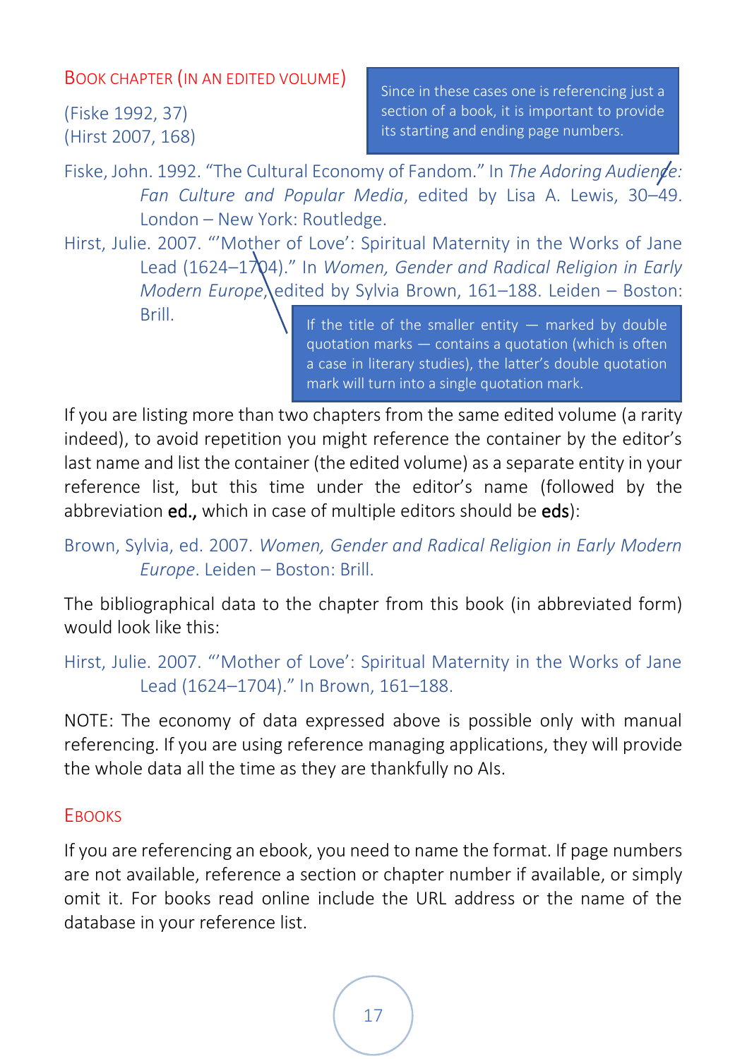### Book chapter (in an edited volume)

(Fiske 1992, 37)
(Hirst 2007, 168)

> Since in these cases one is referencing just a section of a book, it is important to provide its starting and ending page numbers.

Fiske, John. 1992. "The Cultural Economy of Fandom." In *The Adoring Audience: Fan Culture and Popular Media*, edited by Lisa A. Lewis, 30–49. London – New York: Routledge.

Hirst, Julie. 2007. "'Mother of Love': Spiritual Maternity in the Works of Jane Lead (1624–1704)." In *Women, Gender and Radical Religion in Early Modern Europe*, edited by Sylvia Brown, 161–188. Leiden – Boston: Brill.

> If the title of the smaller entity — marked by double quotation marks — contains a quotation (which is often a case in literary studies), the latter's double quotation mark will turn into a single quotation mark.

If you are listing more than two chapters from the same edited volume (a rarity indeed), to avoid repetition you might reference the container by the editor's last name and list the container (the edited volume) as a separate entity in your reference list, but this time under the editor's name (followed by the abbreviation **ed.,** which in case of multiple editors should be **eds**):

Brown, Sylvia, ed. 2007. *Women, Gender and Radical Religion in Early Modern Europe*. Leiden – Boston: Brill.

The bibliographical data to the chapter from this book (in abbreviated form) would look like this:

Hirst, Julie. 2007. "'Mother of Love': Spiritual Maternity in the Works of Jane Lead (1624–1704)." In Brown, 161–188.

NOTE: The economy of data expressed above is possible only with manual referencing. If you are using reference managing applications, they will provide the whole data all the time as they are thankfully no AIs.

### Ebooks

If you are referencing an ebook, you need to name the format. If page numbers are not available, reference a section or chapter number if available, or simply omit it. For books read online include the URL address or the name of the database in your reference list.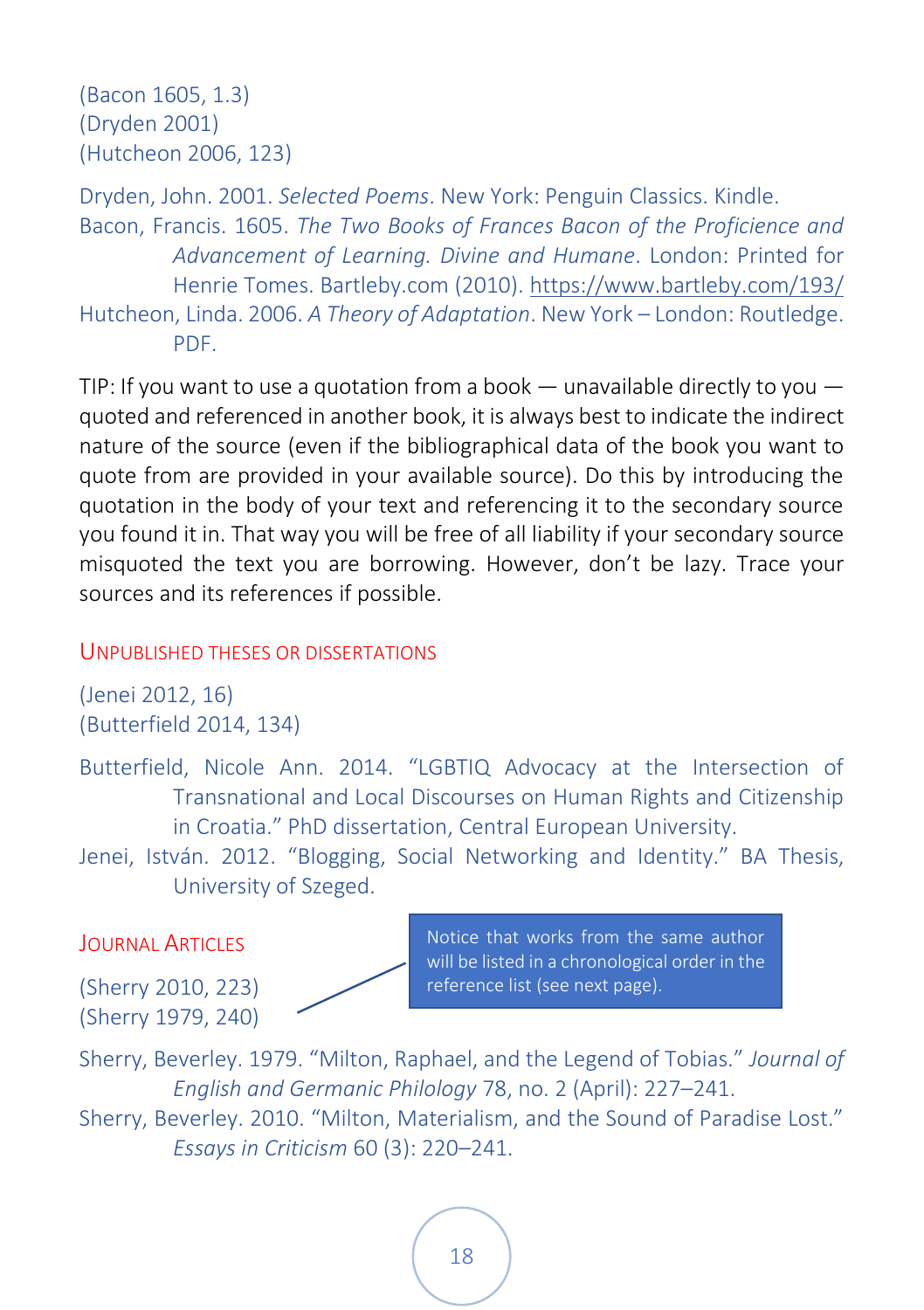(Bacon 1605, 1.3)
(Dryden 2001)
(Hutcheon 2006, 123)

Dryden, John. 2001. *Selected Poems*. New York: Penguin Classics. Kindle.
Bacon, Francis. 1605. *The Two Books of Frances Bacon of the Proficience and Advancement of Learning. Divine and Humane*. London: Printed for Henrie Tomes. Bartleby.com (2010). https://www.bartleby.com/193/
Hutcheon, Linda. 2006. *A Theory of Adaptation*. New York – London: Routledge. PDF.

TIP: If you want to use a quotation from a book — unavailable directly to you — quoted and referenced in another book, it is always best to indicate the indirect nature of the source (even if the bibliographical data of the book you want to quote from are provided in your available source). Do this by introducing the quotation in the body of your text and referencing it to the secondary source you found it in. That way you will be free of all liability if your secondary source misquoted the text you are borrowing. However, don't be lazy. Trace your sources and its references if possible.

### Unpublished Theses or Dissertations

(Jenei 2012, 16)
(Butterfield 2014, 134)

Butterfield, Nicole Ann. 2014. "LGBTIQ Advocacy at the Intersection of Transnational and Local Discourses on Human Rights and Citizenship in Croatia." PhD dissertation, Central European University.
Jenei, István. 2012. "Blogging, Social Networking and Identity." BA Thesis, University of Szeged.

### Journal Articles

Notice that works from the same author will be listed in a chronological order in the reference list (see next page).

(Sherry 2010, 223)
(Sherry 1979, 240)

Sherry, Beverley. 1979. "Milton, Raphael, and the Legend of Tobias." *Journal of English and Germanic Philology* 78, no. 2 (April): 227–241.
Sherry, Beverley. 2010. "Milton, Materialism, and the Sound of Paradise Lost." *Essays in Criticism* 60 (3): 220–241.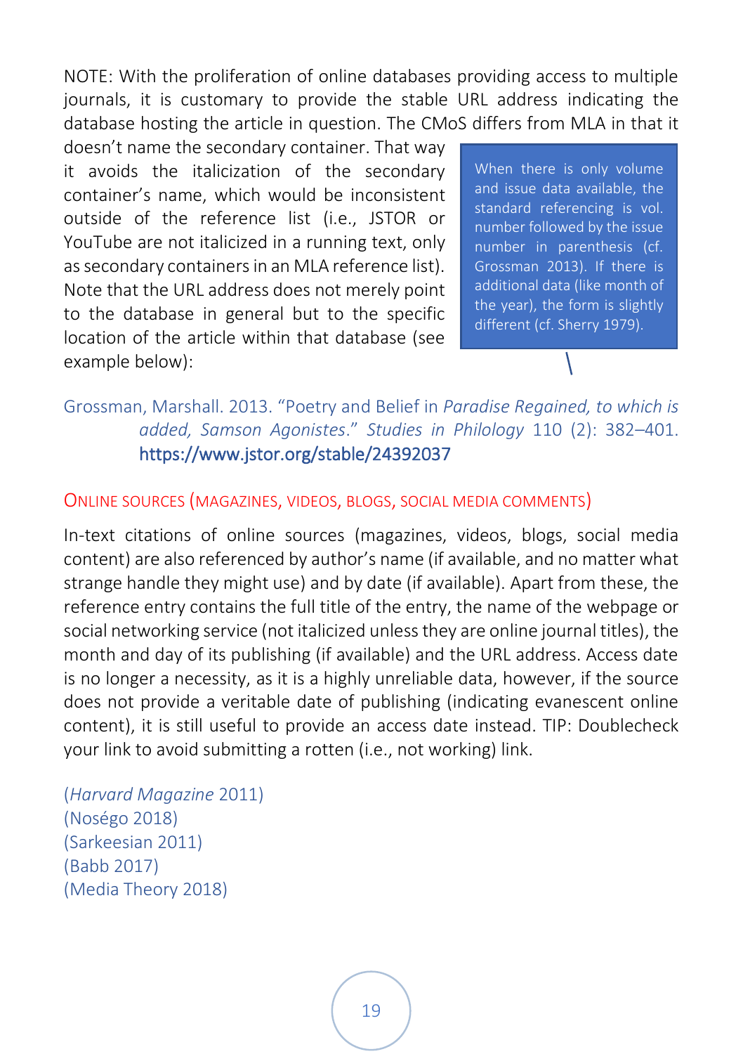NOTE: With the proliferation of online databases providing access to multiple journals, it is customary to provide the stable URL address indicating the database hosting the article in question. The CMoS differs from MLA in that it doesn't name the secondary container. That way it avoids the italicization of the secondary container's name, which would be inconsistent outside of the reference list (i.e., JSTOR or YouTube are not italicized in a running text, only as secondary containers in an MLA reference list). Note that the URL address does not merely point to the database in general but to the specific location of the article within that database (see example below):

> When there is only volume and issue data available, the standard referencing is vol. number followed by the issue number in parenthesis (cf. Grossman 2013). If there is additional data (like month of the year), the form is slightly different (cf. Sherry 1979).

Grossman, Marshall. 2013. "Poetry and Belief in *Paradise Regained, to which is added, Samson Agonistes*." *Studies in Philology* 110 (2): 382–401. https://www.jstor.org/stable/24392037

### ONLINE SOURCES (MAGAZINES, VIDEOS, BLOGS, SOCIAL MEDIA COMMENTS)

In-text citations of online sources (magazines, videos, blogs, social media content) are also referenced by author's name (if available, and no matter what strange handle they might use) and by date (if available). Apart from these, the reference entry contains the full title of the entry, the name of the webpage or social networking service (not italicized unless they are online journal titles), the month and day of its publishing (if available) and the URL address. Access date is no longer a necessity, as it is a highly unreliable data, however, if the source does not provide a veritable date of publishing (indicating evanescent online content), it is still useful to provide an access date instead. TIP: Doublecheck your link to avoid submitting a rotten (i.e., not working) link.

(*Harvard Magazine* 2011)
(Noségo 2018)
(Sarkeesian 2011)
(Babb 2017)
(Media Theory 2018)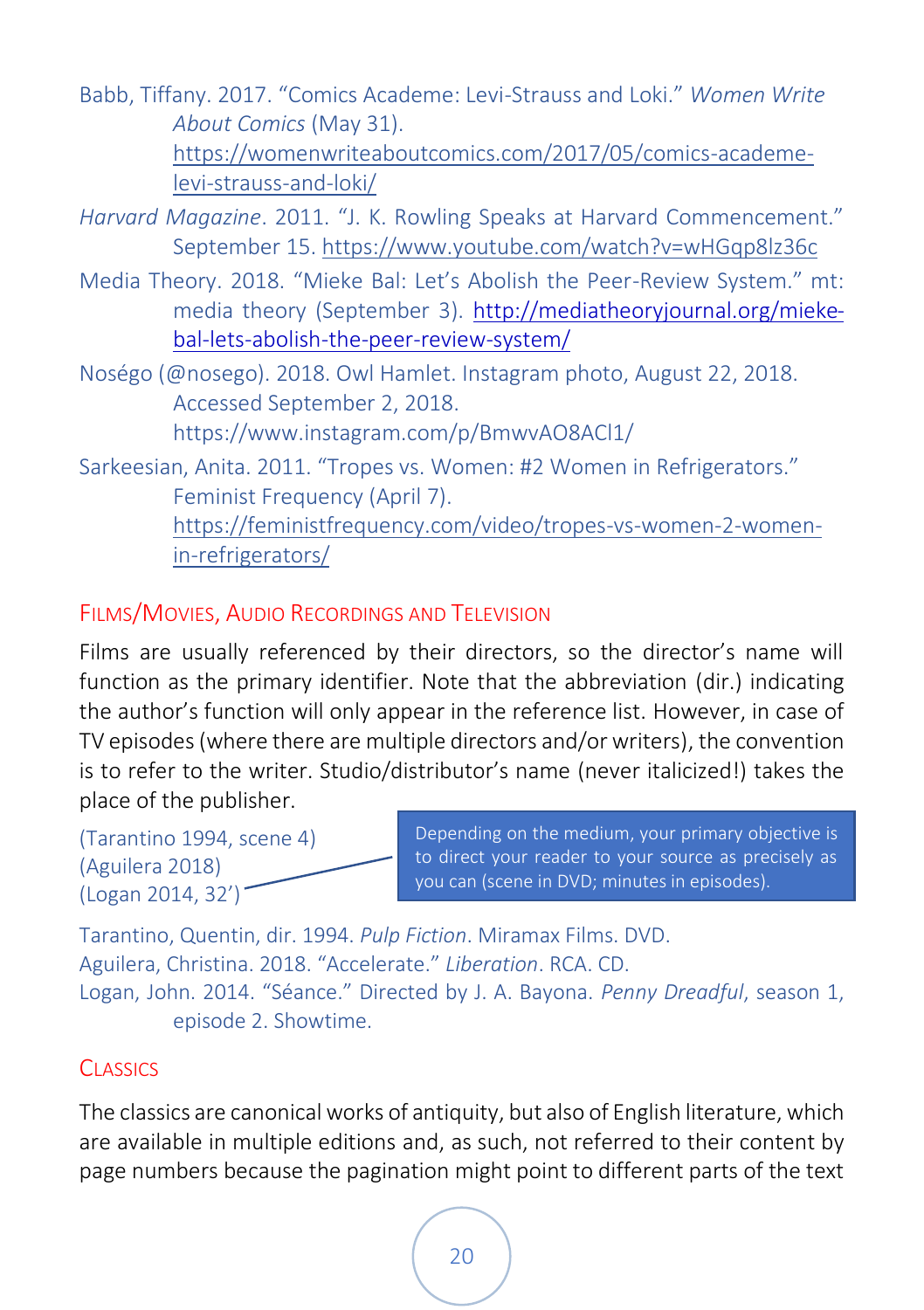Babb, Tiffany. 2017. “Comics Academe: Levi-Strauss and Loki.” *Women Write About Comics* (May 31). https://womenwriteaboutcomics.com/2017/05/comics-academe-levi-strauss-and-loki/

*Harvard Magazine*. 2011. “J. K. Rowling Speaks at Harvard Commencement.” September 15. https://www.youtube.com/watch?v=wHGqp8lz36c

Media Theory. 2018. “Mieke Bal: Let’s Abolish the Peer-Review System.” mt: media theory (September 3). http://mediatheoryjournal.org/mieke-bal-lets-abolish-the-peer-review-system/

Noségo (@nosego). 2018. Owl Hamlet. Instagram photo, August 22, 2018. Accessed September 2, 2018. https://www.instagram.com/p/BmwvAO8ACl1/

Sarkeesian, Anita. 2011. “Tropes vs. Women: #2 Women in Refrigerators.” Feminist Frequency (April 7). https://feministfrequency.com/video/tropes-vs-women-2-women-in-refrigerators/

## Films/Movies, Audio Recordings and Television

Films are usually referenced by their directors, so the director’s name will function as the primary identifier. Note that the abbreviation (dir.) indicating the author’s function will only appear in the reference list. However, in case of TV episodes (where there are multiple directors and/or writers), the convention is to refer to the writer. Studio/distributor’s name (never italicized!) takes the place of the publisher.

(Tarantino 1994, scene 4)
(Aguilera 2018)
(Logan 2014, 32’)

Depending on the medium, your primary objective is to direct your reader to your source as precisely as you can (scene in DVD; minutes in episodes).

Tarantino, Quentin, dir. 1994. *Pulp Fiction*. Miramax Films. DVD.

Aguilera, Christina. 2018. “Accelerate.” *Liberation*. RCA. CD.

Logan, John. 2014. “Séance.” Directed by J. A. Bayona. *Penny Dreadful*, season 1, episode 2. Showtime.

## Classics

The classics are canonical works of antiquity, but also of English literature, which are available in multiple editions and, as such, not referred to their content by page numbers because the pagination might point to different parts of the text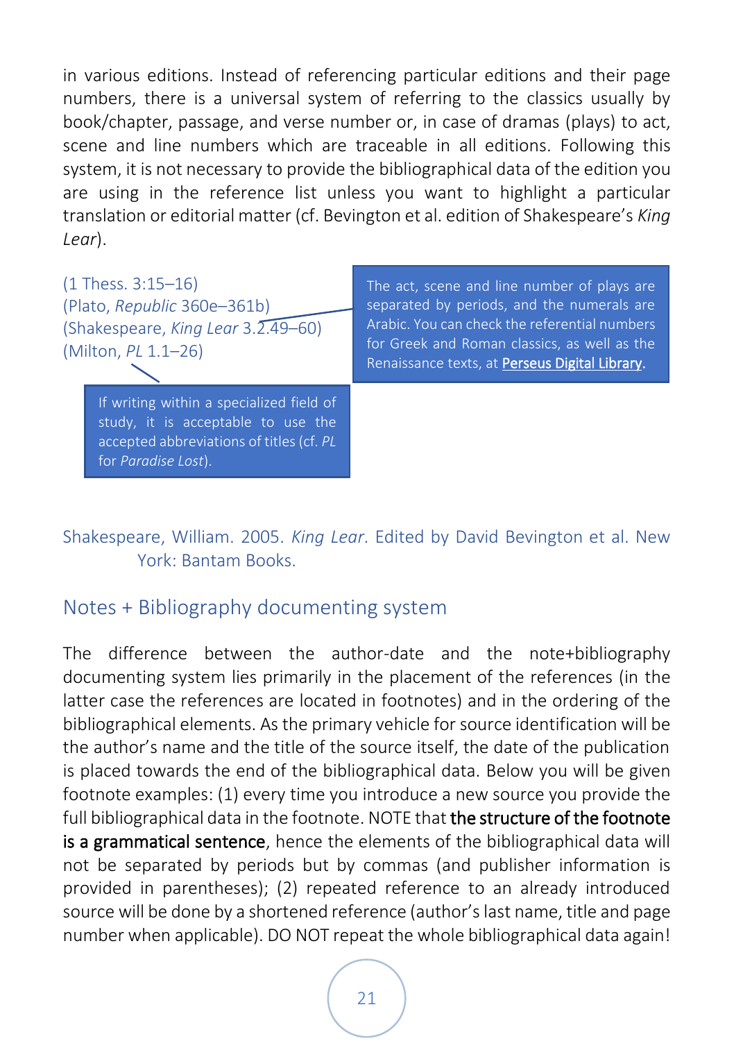in various editions. Instead of referencing particular editions and their page numbers, there is a universal system of referring to the classics usually by book/chapter, passage, and verse number or, in case of dramas (plays) to act, scene and line numbers which are traceable in all editions. Following this system, it is not necessary to provide the bibliographical data of the edition you are using in the reference list unless you want to highlight a particular translation or editorial matter (cf. Bevington et al. edition of Shakespeare's *King Lear*).

(1 Thess. 3:15–16)
(Plato, *Republic* 360e–361b)
(Shakespeare, *King Lear* 3.2.49–60)
(Milton, *PL* 1.1–26)

> The act, scene and line number of plays are separated by periods, and the numerals are Arabic. You can check the referential numbers for Greek and Roman classics, as well as the Renaissance texts, at **Perseus Digital Library**.

> If writing within a specialized field of study, it is acceptable to use the accepted abbreviations of titles (cf. *PL* for *Paradise Lost*).

Shakespeare, William. 2005. *King Lear*. Edited by David Bevington et al. New York: Bantam Books.

## Notes + Bibliography documenting system

The difference between the author-date and the note+bibliography documenting system lies primarily in the placement of the references (in the latter case the references are located in footnotes) and in the ordering of the bibliographical elements. As the primary vehicle for source identification will be the author's name and the title of the source itself, the date of the publication is placed towards the end of the bibliographical data. Below you will be given footnote examples: (1) every time you introduce a new source you provide the full bibliographical data in the footnote. NOTE that **the structure of the footnote is a grammatical sentence**, hence the elements of the bibliographical data will not be separated by periods but by commas (and publisher information is provided in parentheses); (2) repeated reference to an already introduced source will be done by a shortened reference (author's last name, title and page number when applicable). DO NOT repeat the whole bibliographical data again!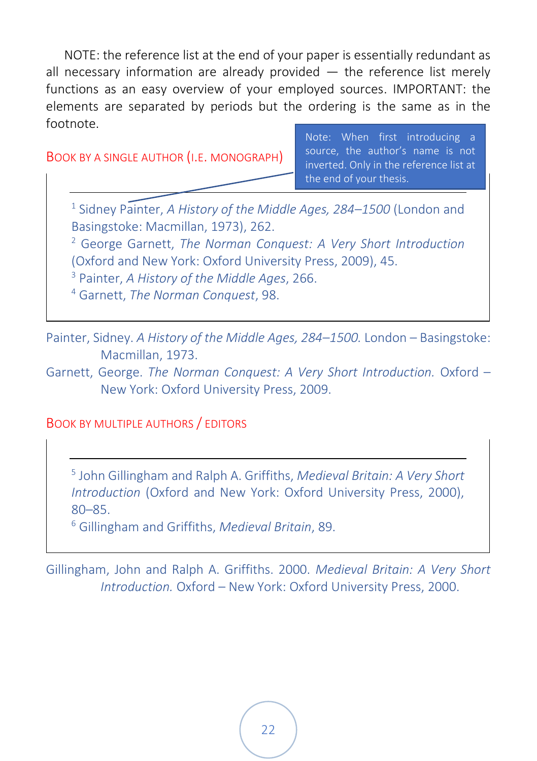NOTE: the reference list at the end of your paper is essentially redundant as all necessary information are already provided — the reference list merely functions as an easy overview of your employed sources. IMPORTANT: the elements are separated by periods but the ordering is the same as in the footnote.

> Note: When first introducing a source, the author's name is not inverted. Only in the reference list at the end of your thesis.

### Book by a single author (i.e. monograph)

[1] Sidney Painter, *A History of the Middle Ages, 284–1500* (London and Basingstoke: Macmillan, 1973), 262.
[2] George Garnett, *The Norman Conquest: A Very Short Introduction* (Oxford and New York: Oxford University Press, 2009), 45.
[3] Painter, *A History of the Middle Ages*, 266.
[4] Garnett, *The Norman Conquest*, 98.

Painter, Sidney. *A History of the Middle Ages, 284–1500.* London – Basingstoke: Macmillan, 1973.

Garnett, George. *The Norman Conquest: A Very Short Introduction.* Oxford – New York: Oxford University Press, 2009.

### Book by multiple authors / editors

[5] John Gillingham and Ralph A. Griffiths, *Medieval Britain: A Very Short Introduction* (Oxford and New York: Oxford University Press, 2000), 80–85.
[6] Gillingham and Griffiths, *Medieval Britain*, 89.

Gillingham, John and Ralph A. Griffiths. 2000. *Medieval Britain: A Very Short Introduction.* Oxford – New York: Oxford University Press, 2000.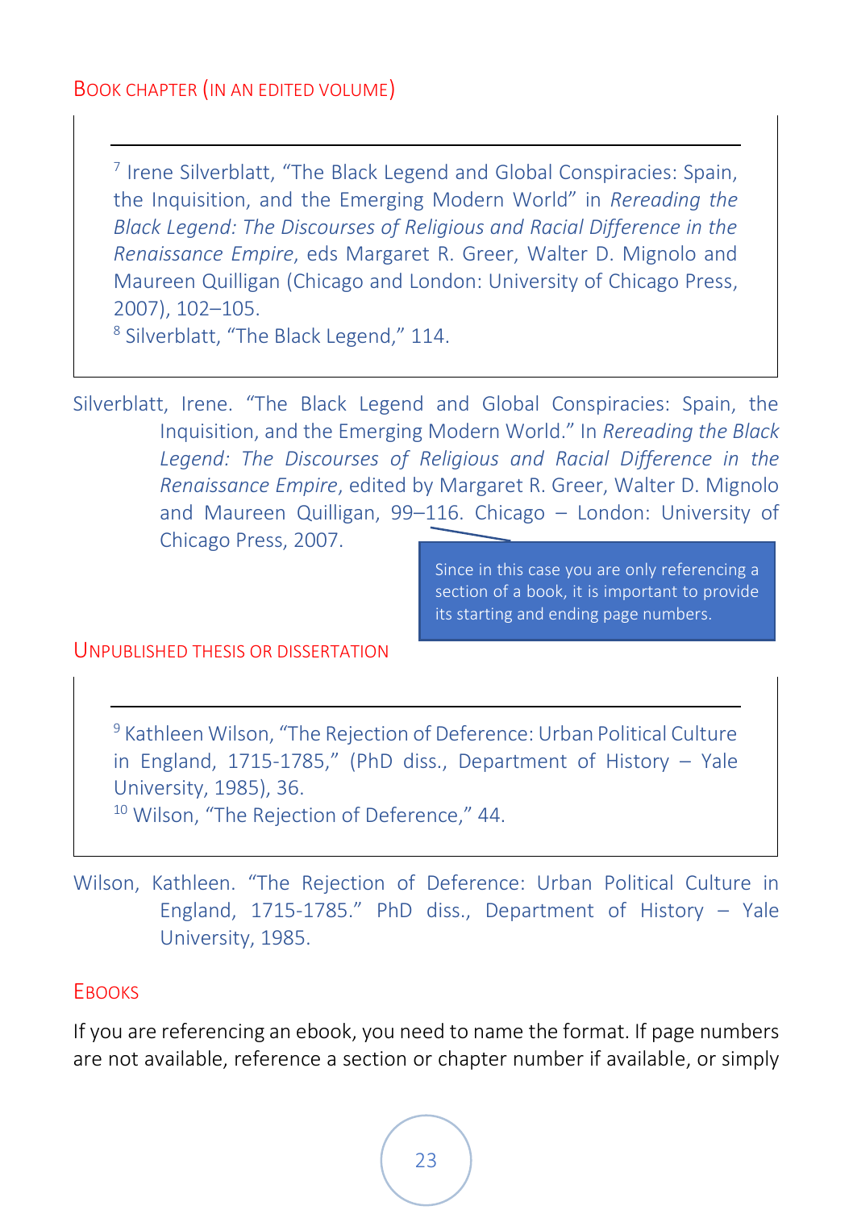## Book chapter (in an edited volume)

[7] Irene Silverblatt, "The Black Legend and Global Conspiracies: Spain, the Inquisition, and the Emerging Modern World" in *Rereading the Black Legend: The Discourses of Religious and Racial Difference in the Renaissance Empire*, eds Margaret R. Greer, Walter D. Mignolo and Maureen Quilligan (Chicago and London: University of Chicago Press, 2007), 102–105.
[8] Silverblatt, "The Black Legend," 114.

Silverblatt, Irene. "The Black Legend and Global Conspiracies: Spain, the Inquisition, and the Emerging Modern World." In *Rereading the Black Legend: The Discourses of Religious and Racial Difference in the Renaissance Empire*, edited by Margaret R. Greer, Walter D. Mignolo and Maureen Quilligan, 99–116. Chicago – London: University of Chicago Press, 2007.

Since in this case you are only referencing a section of a book, it is important to provide its starting and ending page numbers.

## Unpublished thesis or dissertation

[9] Kathleen Wilson, "The Rejection of Deference: Urban Political Culture in England, 1715-1785," (PhD diss., Department of History – Yale University, 1985), 36.
[10] Wilson, "The Rejection of Deference," 44.

Wilson, Kathleen. "The Rejection of Deference: Urban Political Culture in England, 1715-1785." PhD diss., Department of History – Yale University, 1985.

## Ebooks

If you are referencing an ebook, you need to name the format. If page numbers are not available, reference a section or chapter number if available, or simply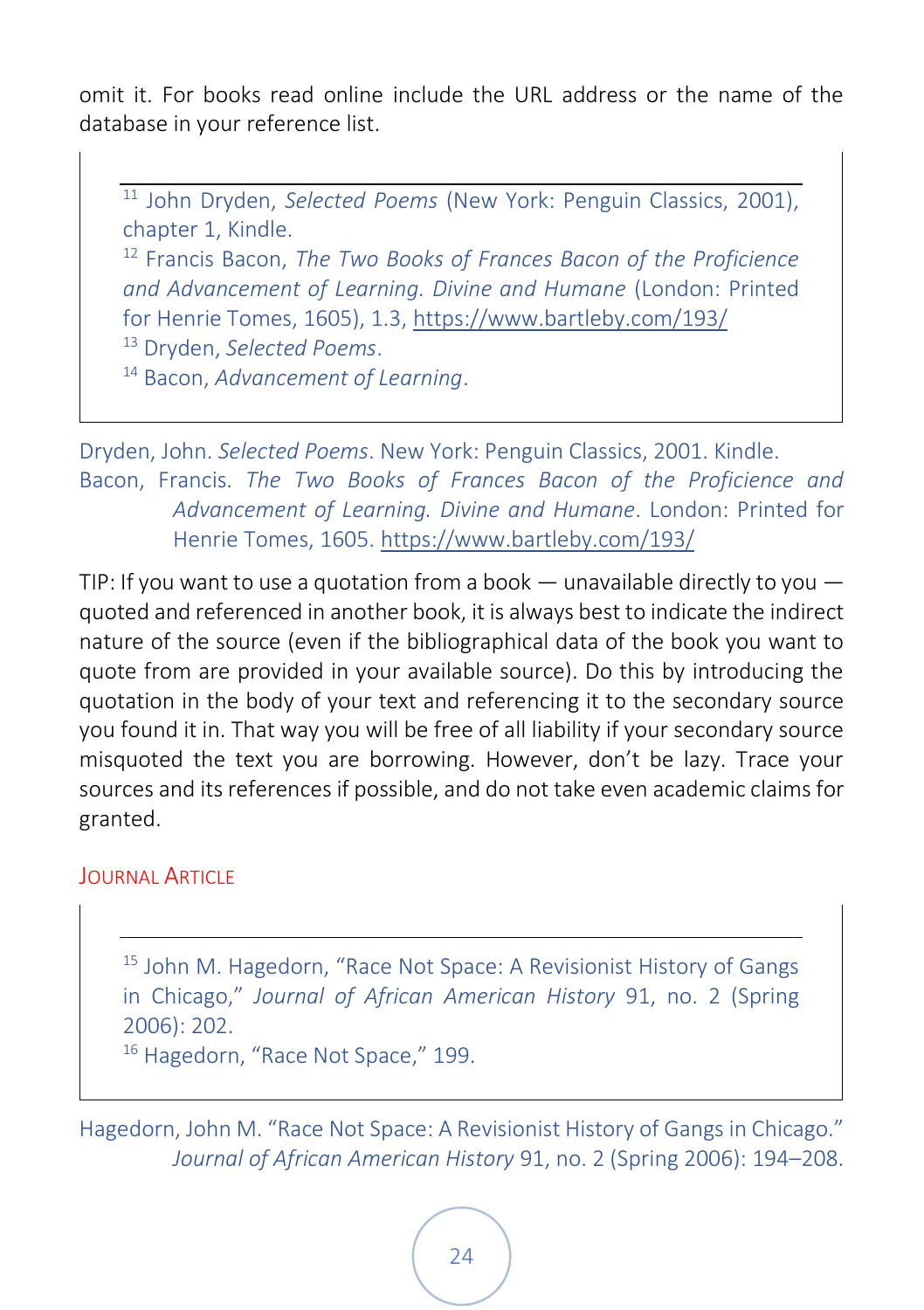omit it. For books read online include the URL address or the name of the database in your reference list.

---

[11] John Dryden, *Selected Poems* (New York: Penguin Classics, 2001), chapter 1, Kindle.
[12] Francis Bacon, *The Two Books of Frances Bacon of the Proficience and Advancement of Learning. Divine and Humane* (London: Printed for Henrie Tomes, 1605), 1.3, https://www.bartleby.com/193/
[13] Dryden, *Selected Poems*.
[14] Bacon, *Advancement of Learning*.

Dryden, John. *Selected Poems*. New York: Penguin Classics, 2001. Kindle.
Bacon, Francis. *The Two Books of Frances Bacon of the Proficience and Advancement of Learning. Divine and Humane*. London: Printed for Henrie Tomes, 1605. https://www.bartleby.com/193/

TIP: If you want to use a quotation from a book — unavailable directly to you — quoted and referenced in another book, it is always best to indicate the indirect nature of the source (even if the bibliographical data of the book you want to quote from are provided in your available source). Do this by introducing the quotation in the body of your text and referencing it to the secondary source you found it in. That way you will be free of all liability if your secondary source misquoted the text you are borrowing. However, don't be lazy. Trace your sources and its references if possible, and do not take even academic claims for granted.

### Journal Article

---

[15] John M. Hagedorn, "Race Not Space: A Revisionist History of Gangs in Chicago," *Journal of African American History* 91, no. 2 (Spring 2006): 202.
[16] Hagedorn, "Race Not Space," 199.

Hagedorn, John M. "Race Not Space: A Revisionist History of Gangs in Chicago." *Journal of African American History* 91, no. 2 (Spring 2006): 194–208.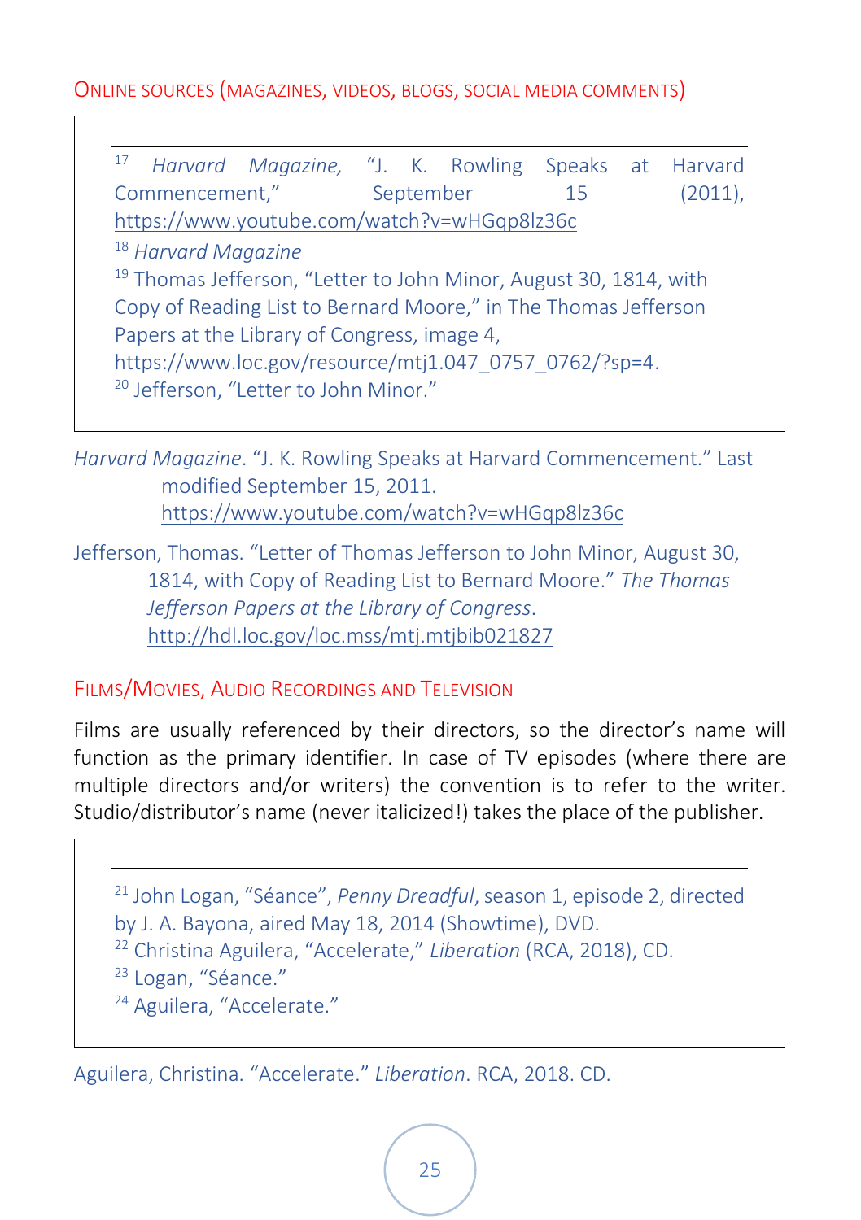## Online sources (magazines, videos, blogs, social media comments)

---

[17] *Harvard Magazine,* "J. K. Rowling Speaks at Harvard Commencement," September 15 (2011), https://www.youtube.com/watch?v=wHGqp8lz36c

[18] *Harvard Magazine*

[19] Thomas Jefferson, "Letter to John Minor, August 30, 1814, with Copy of Reading List to Bernard Moore," in The Thomas Jefferson Papers at the Library of Congress, image 4, https://www.loc.gov/resource/mtj1.047_0757_0762/?sp=4.

[20] Jefferson, "Letter to John Minor."

*Harvard Magazine*. "J. K. Rowling Speaks at Harvard Commencement." Last modified September 15, 2011. https://www.youtube.com/watch?v=wHGqp8lz36c

Jefferson, Thomas. "Letter of Thomas Jefferson to John Minor, August 30, 1814, with Copy of Reading List to Bernard Moore." *The Thomas Jefferson Papers at the Library of Congress*. http://hdl.loc.gov/loc.mss/mtj.mtjbib021827

## Films/Movies, Audio Recordings and Television

Films are usually referenced by their directors, so the director's name will function as the primary identifier. In case of TV episodes (where there are multiple directors and/or writers) the convention is to refer to the writer. Studio/distributor's name (never italicized!) takes the place of the publisher.

---

[21] John Logan, "Séance", *Penny Dreadful*, season 1, episode 2, directed by J. A. Bayona, aired May 18, 2014 (Showtime), DVD.

[22] Christina Aguilera, "Accelerate," *Liberation* (RCA, 2018), CD.

[23] Logan, "Séance."

[24] Aguilera, "Accelerate."

Aguilera, Christina. "Accelerate." *Liberation*. RCA, 2018. CD.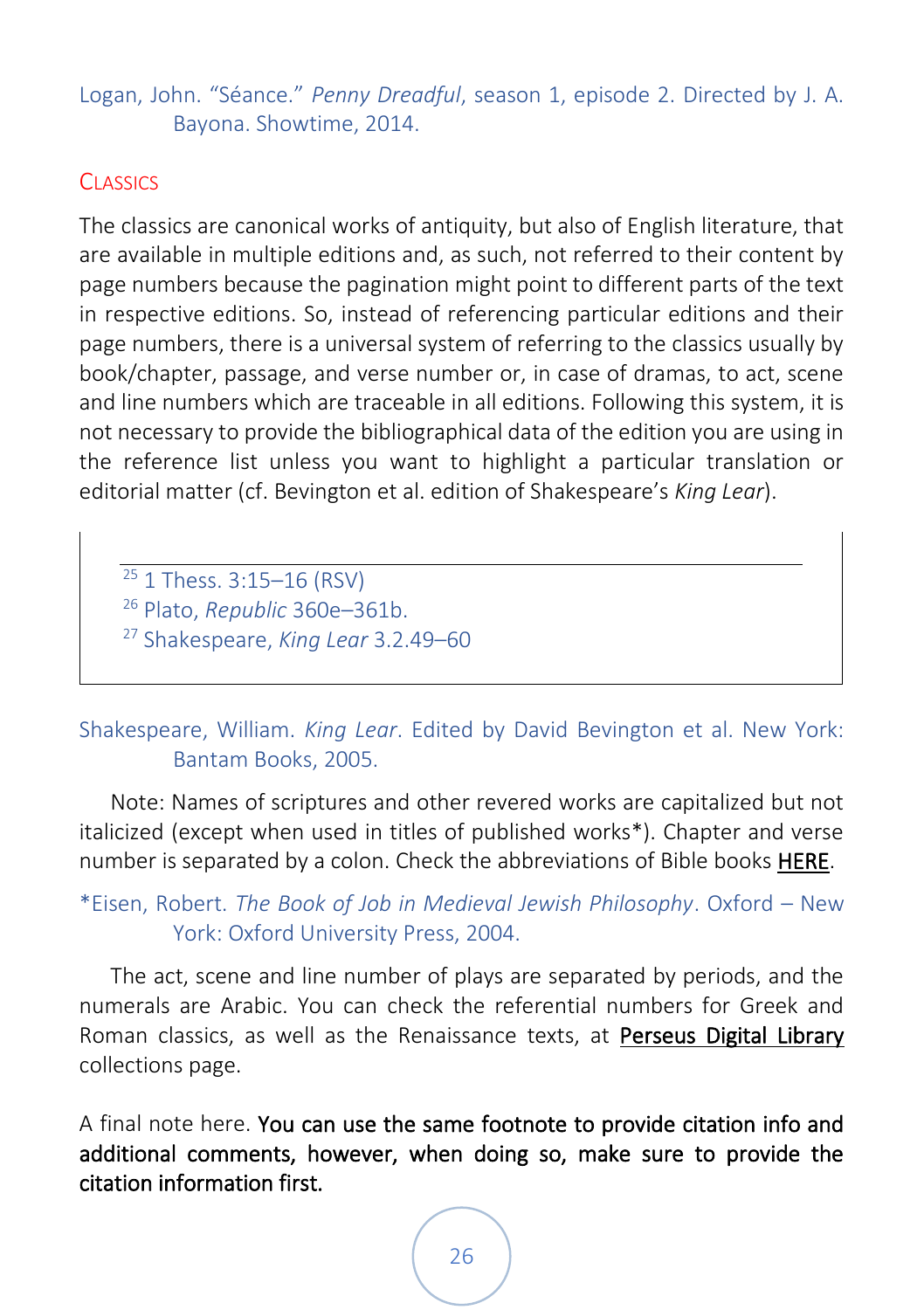Logan, John. "Séance." *Penny Dreadful*, season 1, episode 2. Directed by J. A. Bayona. Showtime, 2014.

## Classics

The classics are canonical works of antiquity, but also of English literature, that are available in multiple editions and, as such, not referred to their content by page numbers because the pagination might point to different parts of the text in respective editions. So, instead of referencing particular editions and their page numbers, there is a universal system of referring to the classics usually by book/chapter, passage, and verse number or, in case of dramas, to act, scene and line numbers which are traceable in all editions. Following this system, it is not necessary to provide the bibliographical data of the edition you are using in the reference list unless you want to highlight a particular translation or editorial matter (cf. Bevington et al. edition of Shakespeare's *King Lear*).

---

[25] 1 Thess. 3:15–16 (RSV)
[26] Plato, *Republic* 360e–361b.
[27] Shakespeare, *King Lear* 3.2.49–60

---

Shakespeare, William. *King Lear*. Edited by David Bevington et al. New York: Bantam Books, 2005.

Note: Names of scriptures and other revered works are capitalized but not italicized (except when used in titles of published works*). Chapter and verse number is separated by a colon. Check the abbreviations of Bible books HERE.

*Eisen, Robert. *The Book of Job in Medieval Jewish Philosophy*. Oxford – New York: Oxford University Press, 2004.

The act, scene and line number of plays are separated by periods, and the numerals are Arabic. You can check the referential numbers for Greek and Roman classics, as well as the Renaissance texts, at Perseus Digital Library collections page.

A final note here. **You can use the same footnote to provide citation info and additional comments, however, when doing so, make sure to provide the citation information first.**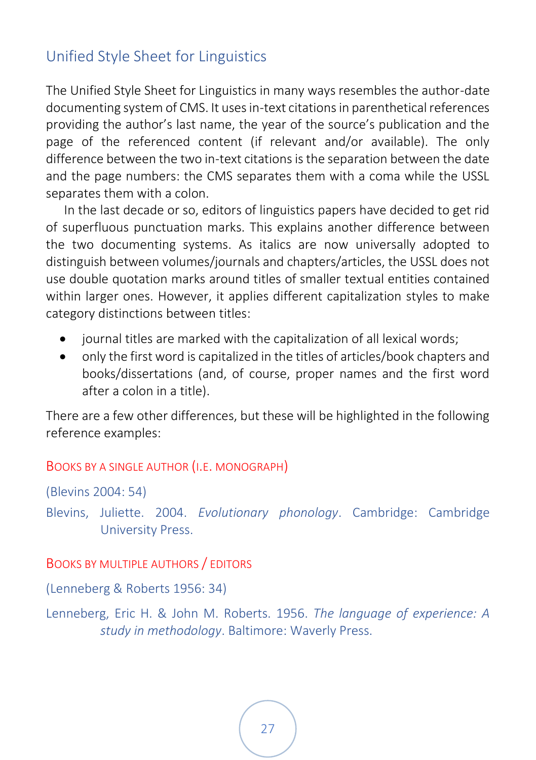## Unified Style Sheet for Linguistics

The Unified Style Sheet for Linguistics in many ways resembles the author-date documenting system of CMS. It uses in-text citations in parenthetical references providing the author's last name, the year of the source's publication and the page of the referenced content (if relevant and/or available). The only difference between the two in-text citations is the separation between the date and the page numbers: the CMS separates them with a coma while the USSL separates them with a colon.

In the last decade or so, editors of linguistics papers have decided to get rid of superfluous punctuation marks. This explains another difference between the two documenting systems. As italics are now universally adopted to distinguish between volumes/journals and chapters/articles, the USSL does not use double quotation marks around titles of smaller textual entities contained within larger ones. However, it applies different capitalization styles to make category distinctions between titles:

- journal titles are marked with the capitalization of all lexical words;
- only the first word is capitalized in the titles of articles/book chapters and books/dissertations (and, of course, proper names and the first word after a colon in a title).

There are a few other differences, but these will be highlighted in the following reference examples:

### Books by a single author (i.e. monograph)

(Blevins 2004: 54)

Blevins, Juliette. 2004. *Evolutionary phonology*. Cambridge: Cambridge University Press.

### Books by multiple authors / editors

(Lenneberg & Roberts 1956: 34)

Lenneberg, Eric H. & John M. Roberts. 1956. *The language of experience: A study in methodology*. Baltimore: Waverly Press.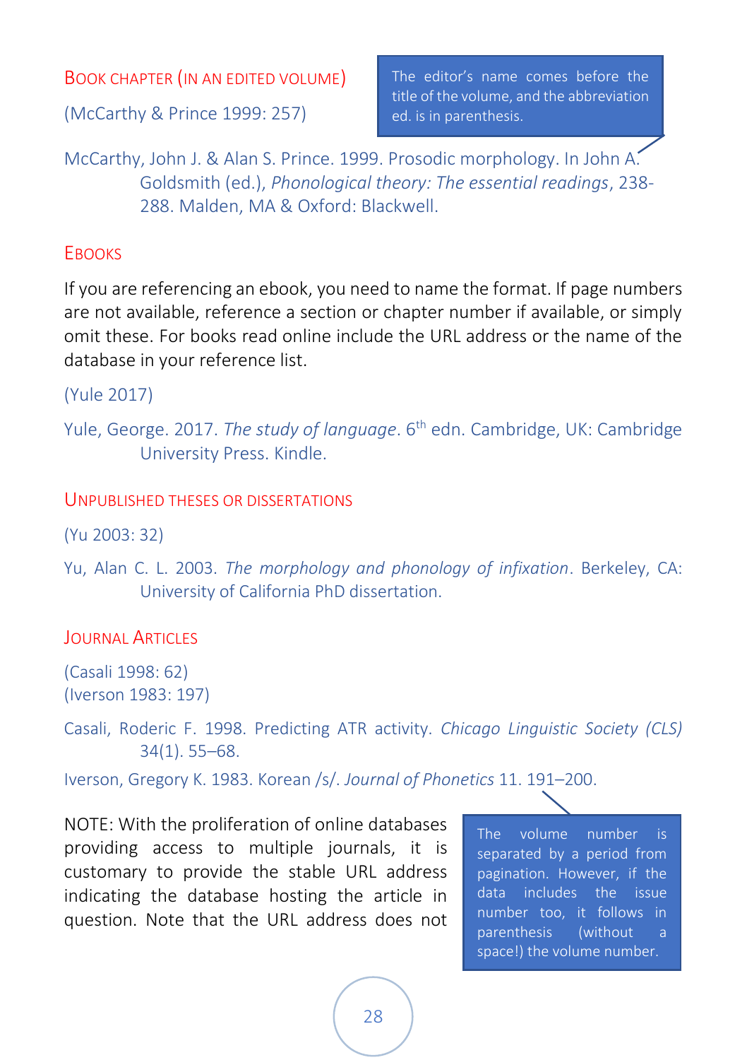### Book chapter (in an edited volume)

(McCarthy & Prince 1999: 257)

> The editor's name comes before the title of the volume, and the abbreviation ed. is in parenthesis.

McCarthy, John J. & Alan S. Prince. 1999. Prosodic morphology. In John A. Goldsmith (ed.), *Phonological theory: The essential readings*, 238-288. Malden, MA & Oxford: Blackwell.

### Ebooks

If you are referencing an ebook, you need to name the format. If page numbers are not available, reference a section or chapter number if available, or simply omit these. For books read online include the URL address or the name of the database in your reference list.

(Yule 2017)

Yule, George. 2017. *The study of language*. 6th edn. Cambridge, UK: Cambridge University Press. Kindle.

### Unpublished theses or dissertations

(Yu 2003: 32)

Yu, Alan C. L. 2003. *The morphology and phonology of infixation*. Berkeley, CA: University of California PhD dissertation.

### Journal Articles

(Casali 1998: 62)
(Iverson 1983: 197)

Casali, Roderic F. 1998. Predicting ATR activity. *Chicago Linguistic Society (CLS)* 34(1). 55–68.

Iverson, Gregory K. 1983. Korean /s/. *Journal of Phonetics* 11. 191–200.

> The volume number is separated by a period from pagination. However, if the data includes the issue number too, it follows in parenthesis (without a space!) the volume number.

NOTE: With the proliferation of online databases providing access to multiple journals, it is customary to provide the stable URL address indicating the database hosting the article in question. Note that the URL address does not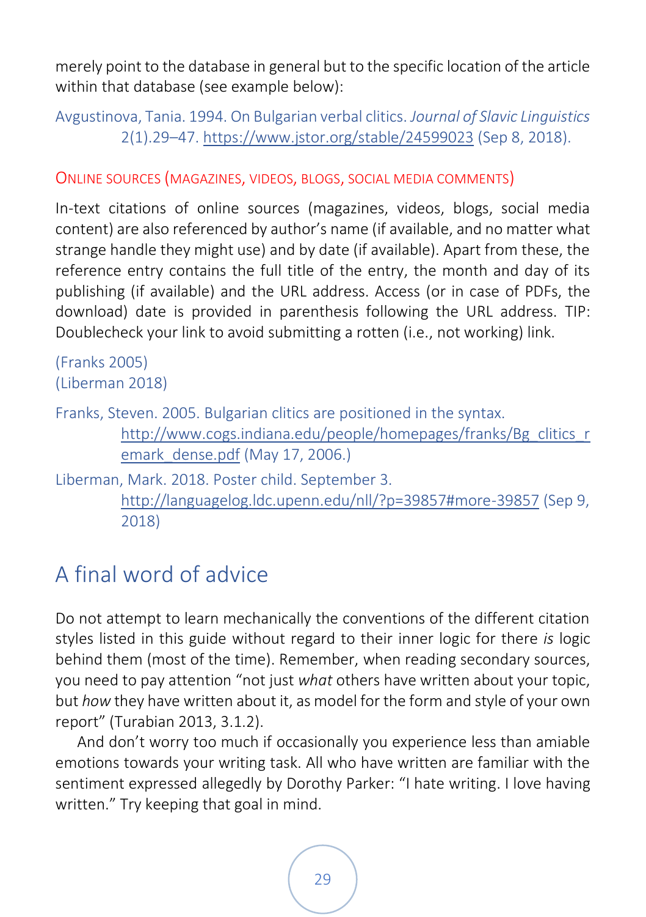merely point to the database in general but to the specific location of the article within that database (see example below):

Avgustinova, Tania. 1994. On Bulgarian verbal clitics. *Journal of Slavic Linguistics* 2(1).29–47. https://www.jstor.org/stable/24599023 (Sep 8, 2018).

### Online sources (magazines, videos, blogs, social media comments)

In-text citations of online sources (magazines, videos, blogs, social media content) are also referenced by author's name (if available, and no matter what strange handle they might use) and by date (if available). Apart from these, the reference entry contains the full title of the entry, the month and day of its publishing (if available) and the URL address. Access (or in case of PDFs, the download) date is provided in parenthesis following the URL address. TIP: Doublecheck your link to avoid submitting a rotten (i.e., not working) link.

(Franks 2005)
(Liberman 2018)

Franks, Steven. 2005. Bulgarian clitics are positioned in the syntax. http://www.cogs.indiana.edu/people/homepages/franks/Bg_clitics_remark_dense.pdf (May 17, 2006.)

Liberman, Mark. 2018. Poster child. September 3. http://languagelog.ldc.upenn.edu/nll/?p=39857#more-39857 (Sep 9, 2018)

## A final word of advice

Do not attempt to learn mechanically the conventions of the different citation styles listed in this guide without regard to their inner logic for there *is* logic behind them (most of the time). Remember, when reading secondary sources, you need to pay attention "not just *what* others have written about your topic, but *how* they have written about it, as model for the form and style of your own report" (Turabian 2013, 3.1.2).

And don't worry too much if occasionally you experience less than amiable emotions towards your writing task. All who have written are familiar with the sentiment expressed allegedly by Dorothy Parker: "I hate writing. I love having written." Try keeping that goal in mind.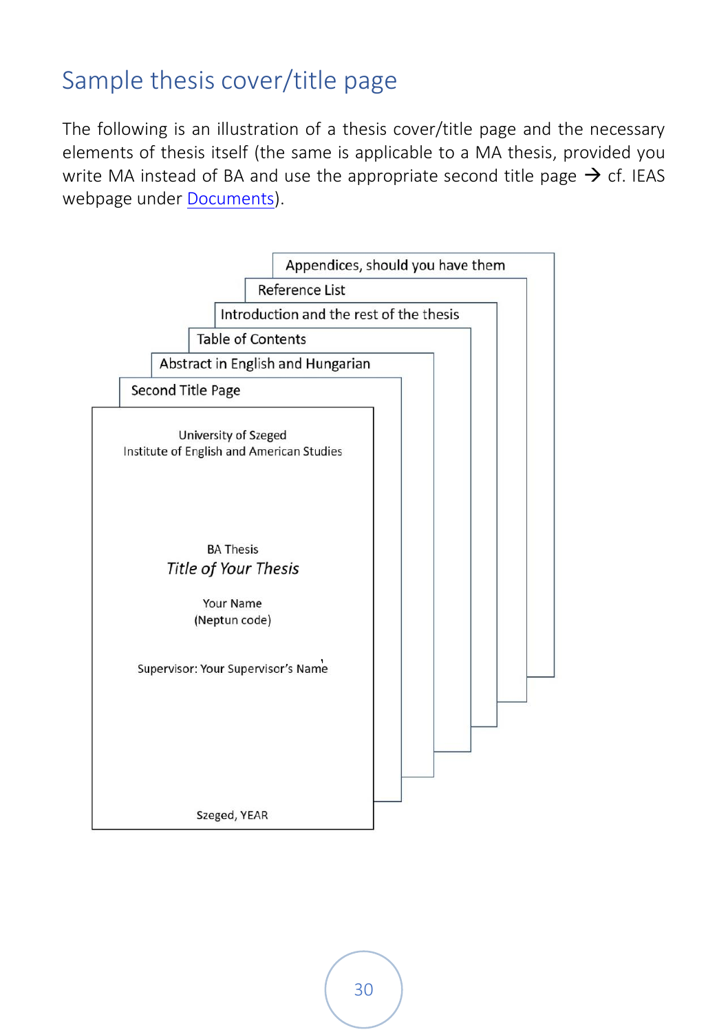## Sample thesis cover/title page

The following is an illustration of a thesis cover/title page and the necessary elements of thesis itself (the same is applicable to a MA thesis, provided you write MA instead of BA and use the appropriate second title page → cf. IEAS webpage under Documents).

Appendices, should you have them

Reference List

Introduction and the rest of the thesis

Table of Contents

Abstract in English and Hungarian

Second Title Page

University of Szeged
Institute of English and American Studies

BA Thesis
*Title of Your Thesis*

Your Name
(Neptun code)

Supervisor: Your Supervisor's Name

Szeged, YEAR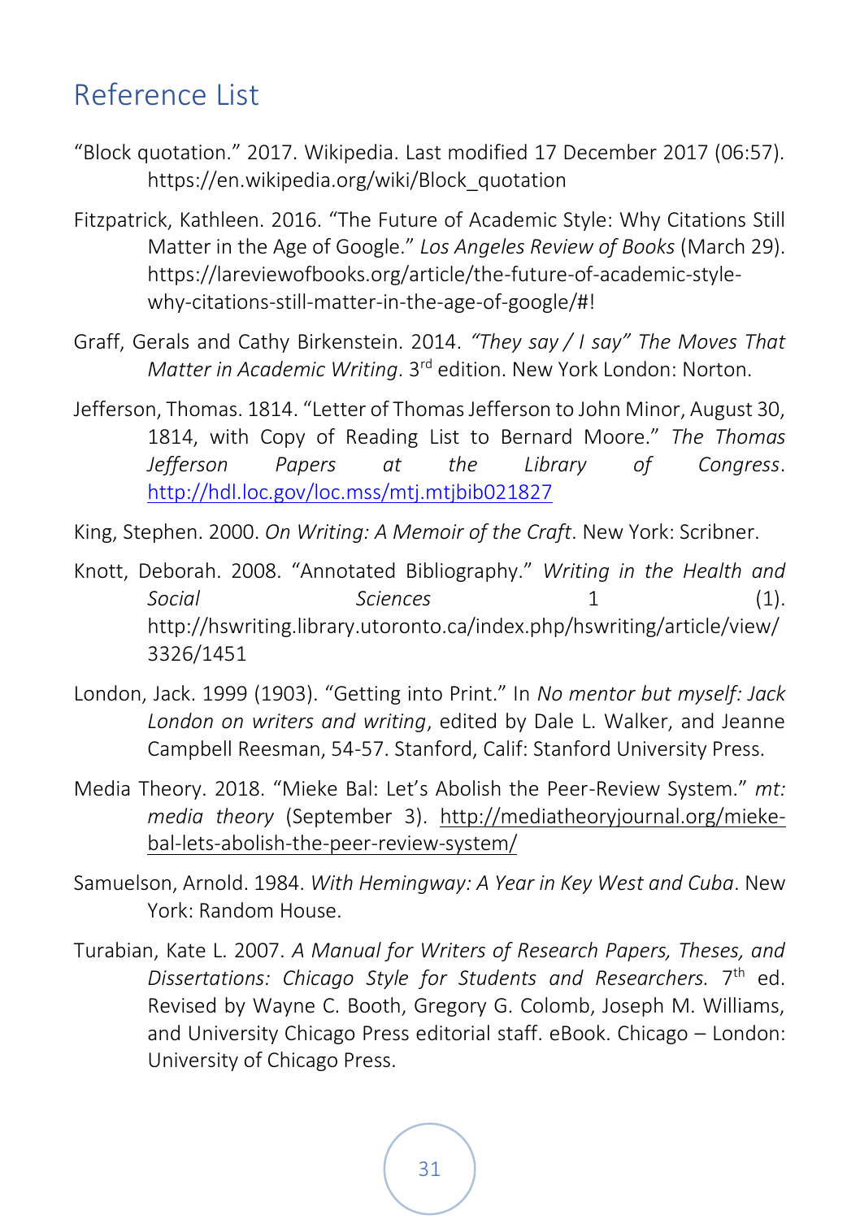## Reference List

"Block quotation." 2017. Wikipedia. Last modified 17 December 2017 (06:57). https://en.wikipedia.org/wiki/Block_quotation

Fitzpatrick, Kathleen. 2016. "The Future of Academic Style: Why Citations Still Matter in the Age of Google." *Los Angeles Review of Books* (March 29). https://lareviewofbooks.org/article/the-future-of-academic-style-why-citations-still-matter-in-the-age-of-google/#!

Graff, Gerals and Cathy Birkenstein. 2014. *"They say / I say" The Moves That Matter in Academic Writing*. 3rd edition. New York London: Norton.

Jefferson, Thomas. 1814. "Letter of Thomas Jefferson to John Minor, August 30, 1814, with Copy of Reading List to Bernard Moore." *The Thomas Jefferson Papers at the Library of Congress*. http://hdl.loc.gov/loc.mss/mtj.mtjbib021827

King, Stephen. 2000. *On Writing: A Memoir of the Craft*. New York: Scribner.

Knott, Deborah. 2008. "Annotated Bibliography." *Writing in the Health and Social Sciences* 1 (1). http://hswriting.library.utoronto.ca/index.php/hswriting/article/view/3326/1451

London, Jack. 1999 (1903). "Getting into Print." In *No mentor but myself: Jack London on writers and writing*, edited by Dale L. Walker, and Jeanne Campbell Reesman, 54-57. Stanford, Calif: Stanford University Press.

Media Theory. 2018. "Mieke Bal: Let's Abolish the Peer-Review System." *mt: media theory* (September 3). http://mediatheoryjournal.org/mieke-bal-lets-abolish-the-peer-review-system/

Samuelson, Arnold. 1984. *With Hemingway: A Year in Key West and Cuba*. New York: Random House.

Turabian, Kate L. 2007. *A Manual for Writers of Research Papers, Theses, and Dissertations: Chicago Style for Students and Researchers.* 7th ed. Revised by Wayne C. Booth, Gregory G. Colomb, Joseph M. Williams, and University Chicago Press editorial staff. eBook. Chicago – London: University of Chicago Press.